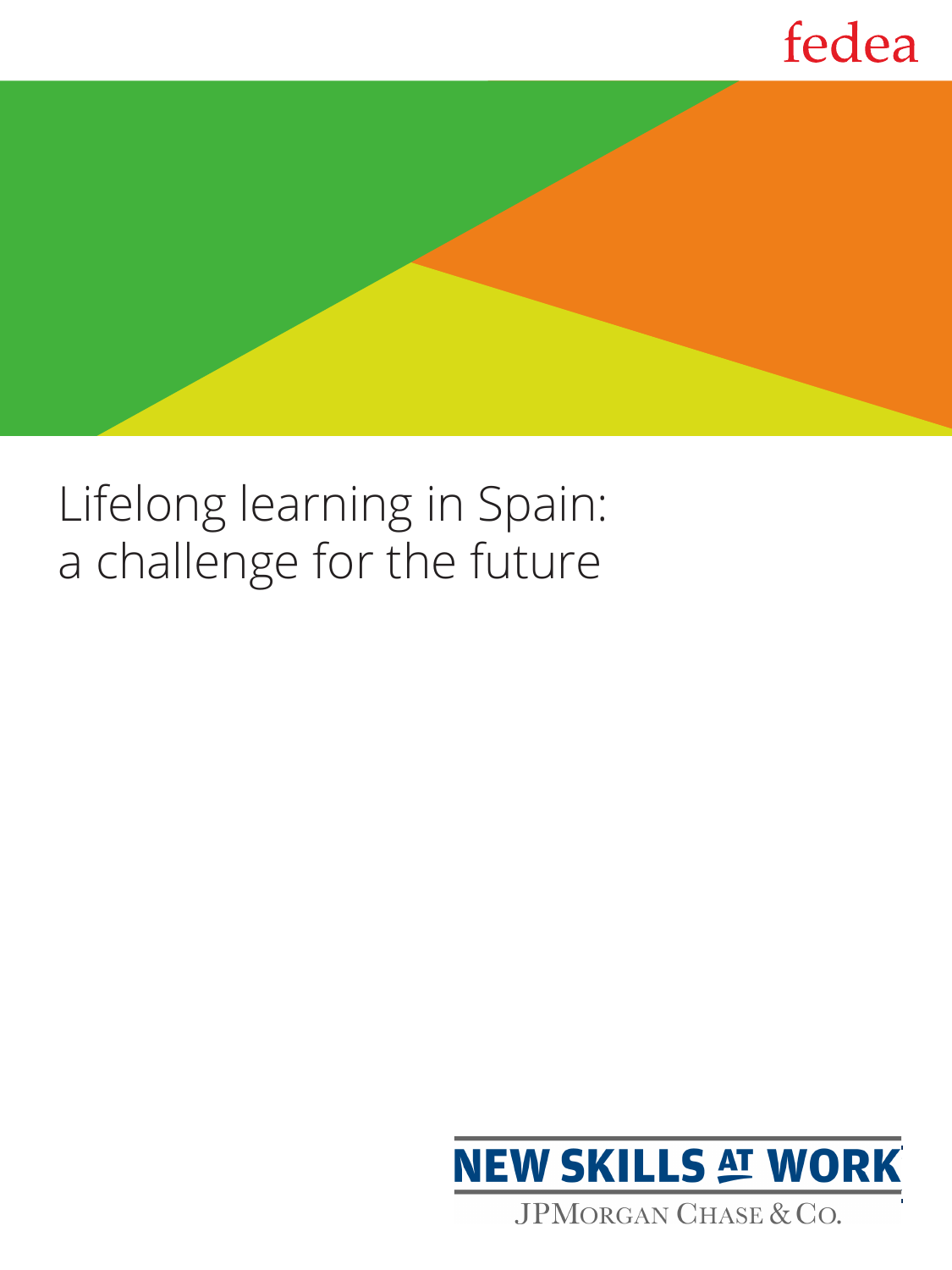fedea

# Lifelong learning in Spain: a challenge for the future

NEW SKILLS AT WORK

JPMorgan Chase & Co.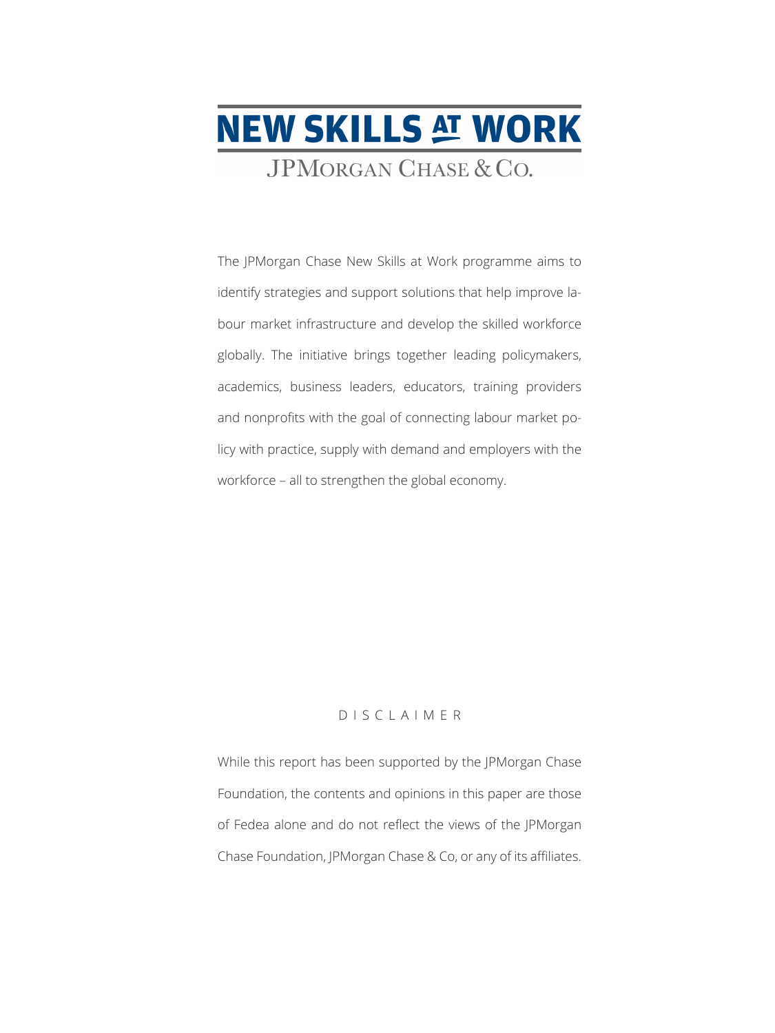# NEW SKILLS AT WORK

JPMorgan Chase & Co.

The JPMorgan Chase New Skills at Work programme aims to identify strategies and support solutions that help improve labour market infrastructure and develop the skilled workforce globally. The initiative brings together leading policymakers, academics, business leaders, educators, training providers and nonprofits with the goal of connecting labour market policy with practice, supply with demand and employers with the workforce – all to strengthen the global economy.

DISCLAIMER

While this report has been supported by the JPMorgan Chase Foundation, the contents and opinions in this paper are those of Fedea alone and do not reflect the views of the JPMorgan Chase Foundation, JPMorgan Chase & Co, or any of its affiliates.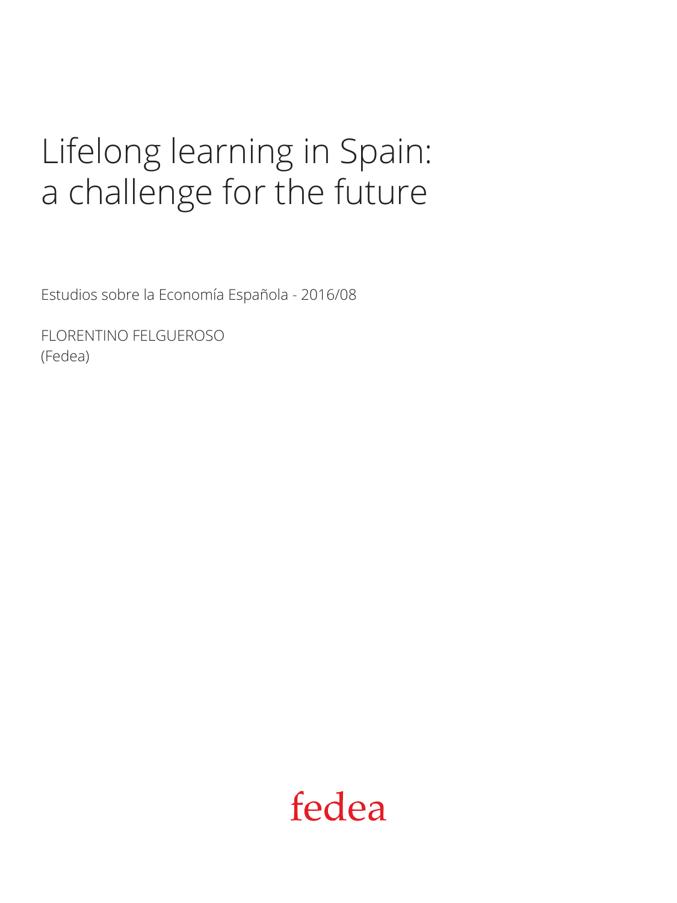# Lifelong learning in Spain: a challenge for the future

Estudios sobre la Economía Española - 2016/08

FLORENTINO FELGUEROSO
(Fedea)

fedea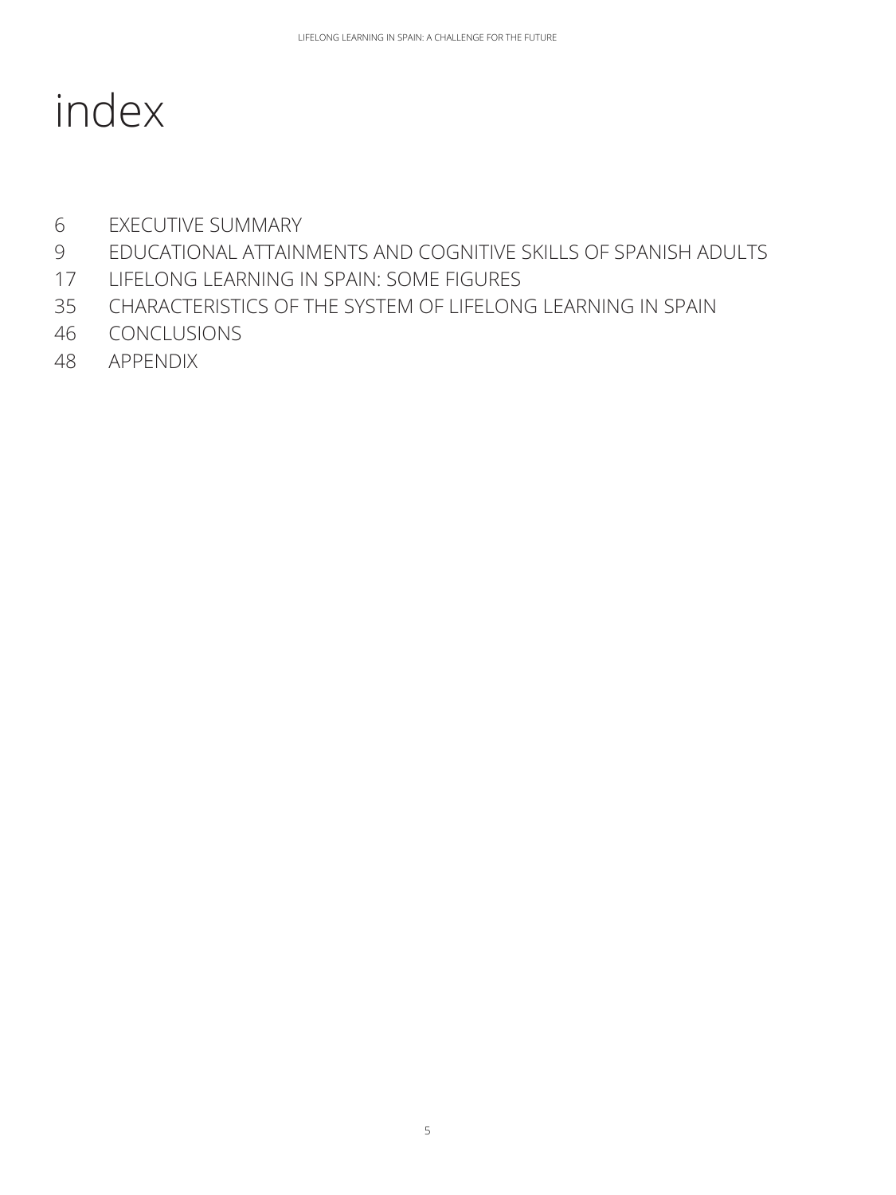# index

6 EXECUTIVE SUMMARY
9 EDUCATIONAL ATTAINMENTS AND COGNITIVE SKILLS OF SPANISH ADULTS
17 LIFELONG LEARNING IN SPAIN: SOME FIGURES
35 CHARACTERISTICS OF THE SYSTEM OF LIFELONG LEARNING IN SPAIN
46 CONCLUSIONS
48 APPENDIX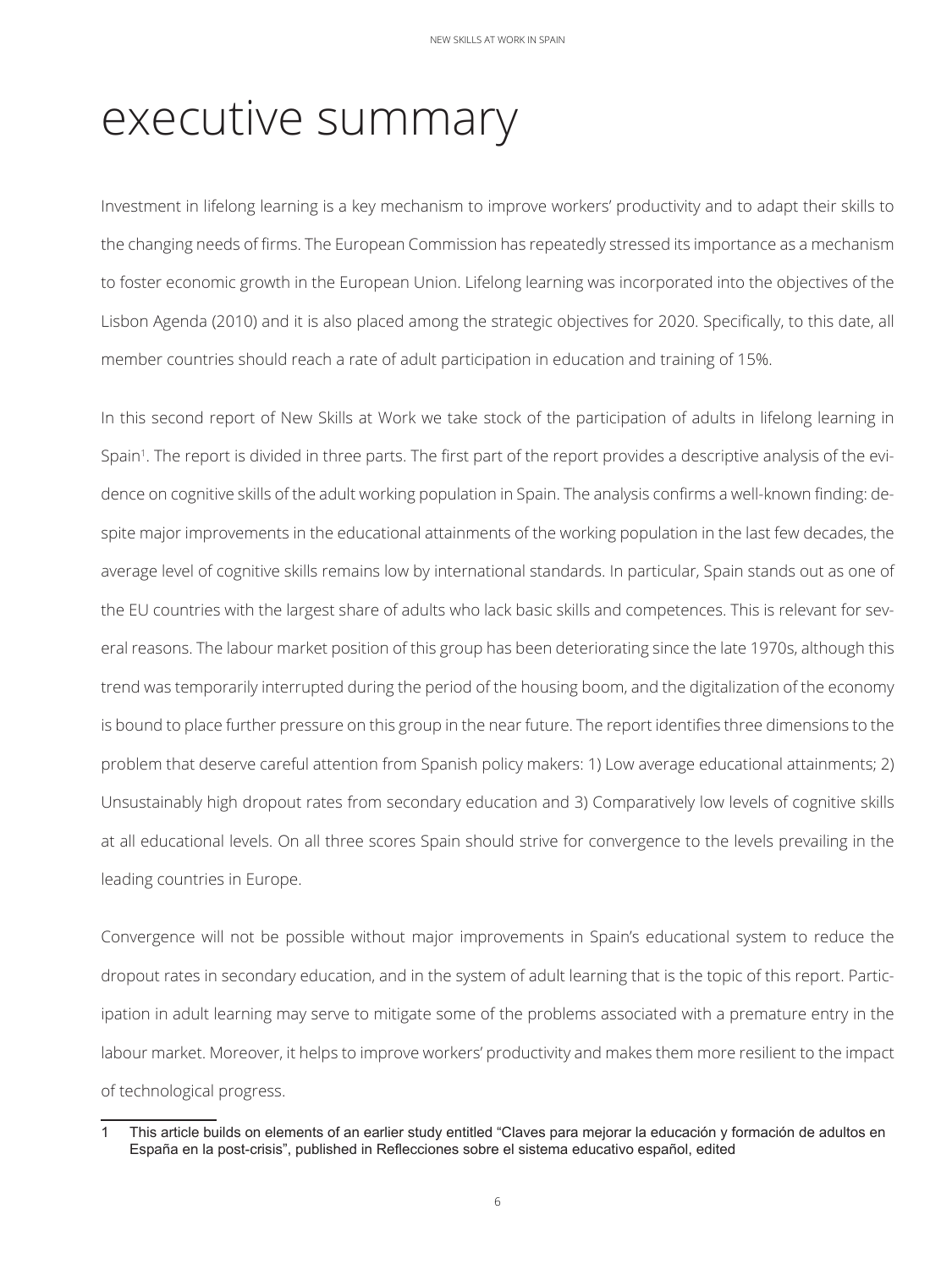# executive summary

Investment in lifelong learning is a key mechanism to improve workers' productivity and to adapt their skills to the changing needs of firms. The European Commission has repeatedly stressed its importance as a mechanism to foster economic growth in the European Union. Lifelong learning was incorporated into the objectives of the Lisbon Agenda (2010) and it is also placed among the strategic objectives for 2020. Specifically, to this date, all member countries should reach a rate of adult participation in education and training of 15%.

In this second report of New Skills at Work we take stock of the participation of adults in lifelong learning in Spain[1]. The report is divided in three parts. The first part of the report provides a descriptive analysis of the evidence on cognitive skills of the adult working population in Spain. The analysis confirms a well-known finding: despite major improvements in the educational attainments of the working population in the last few decades, the average level of cognitive skills remains low by international standards. In particular, Spain stands out as one of the EU countries with the largest share of adults who lack basic skills and competences. This is relevant for several reasons. The labour market position of this group has been deteriorating since the late 1970s, although this trend was temporarily interrupted during the period of the housing boom, and the digitalization of the economy is bound to place further pressure on this group in the near future. The report identifies three dimensions to the problem that deserve careful attention from Spanish policy makers: 1) Low average educational attainments; 2) Unsustainably high dropout rates from secondary education and 3) Comparatively low levels of cognitive skills at all educational levels. On all three scores Spain should strive for convergence to the levels prevailing in the leading countries in Europe.

Convergence will not be possible without major improvements in Spain's educational system to reduce the dropout rates in secondary education, and in the system of adult learning that is the topic of this report. Participation in adult learning may serve to mitigate some of the problems associated with a premature entry in the labour market. Moreover, it helps to improve workers' productivity and makes them more resilient to the impact of technological progress.

---

1 This article builds on elements of an earlier study entitled "Claves para mejorar la educación y formación de adultos en España en la post-crisis", published in Reflecciones sobre el sistema educativo español, edited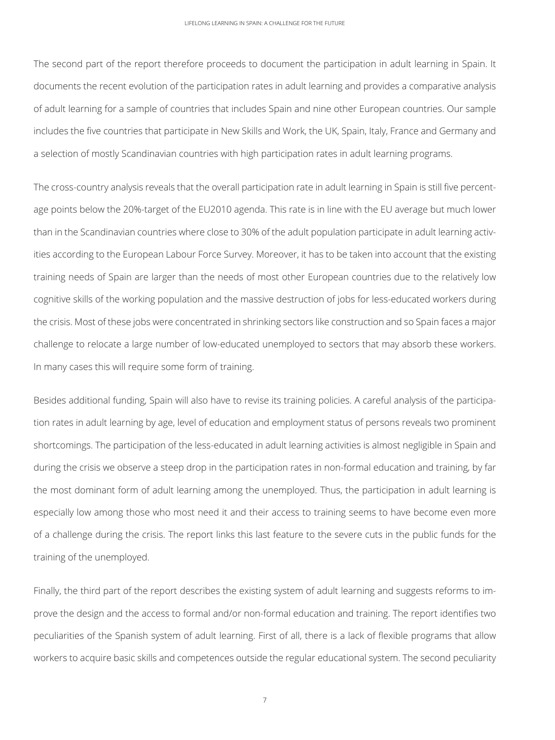The second part of the report therefore proceeds to document the participation in adult learning in Spain. It documents the recent evolution of the participation rates in adult learning and provides a comparative analysis of adult learning for a sample of countries that includes Spain and nine other European countries. Our sample includes the five countries that participate in New Skills and Work, the UK, Spain, Italy, France and Germany and a selection of mostly Scandinavian countries with high participation rates in adult learning programs.

The cross-country analysis reveals that the overall participation rate in adult learning in Spain is still five percentage points below the 20%-target of the EU2010 agenda. This rate is in line with the EU average but much lower than in the Scandinavian countries where close to 30% of the adult population participate in adult learning activities according to the European Labour Force Survey. Moreover, it has to be taken into account that the existing training needs of Spain are larger than the needs of most other European countries due to the relatively low cognitive skills of the working population and the massive destruction of jobs for less-educated workers during the crisis. Most of these jobs were concentrated in shrinking sectors like construction and so Spain faces a major challenge to relocate a large number of low-educated unemployed to sectors that may absorb these workers. In many cases this will require some form of training.

Besides additional funding, Spain will also have to revise its training policies. A careful analysis of the participation rates in adult learning by age, level of education and employment status of persons reveals two prominent shortcomings. The participation of the less-educated in adult learning activities is almost negligible in Spain and during the crisis we observe a steep drop in the participation rates in non-formal education and training, by far the most dominant form of adult learning among the unemployed. Thus, the participation in adult learning is especially low among those who most need it and their access to training seems to have become even more of a challenge during the crisis. The report links this last feature to the severe cuts in the public funds for the training of the unemployed.

Finally, the third part of the report describes the existing system of adult learning and suggests reforms to improve the design and the access to formal and/or non-formal education and training. The report identifies two peculiarities of the Spanish system of adult learning. First of all, there is a lack of flexible programs that allow workers to acquire basic skills and competences outside the regular educational system. The second peculiarity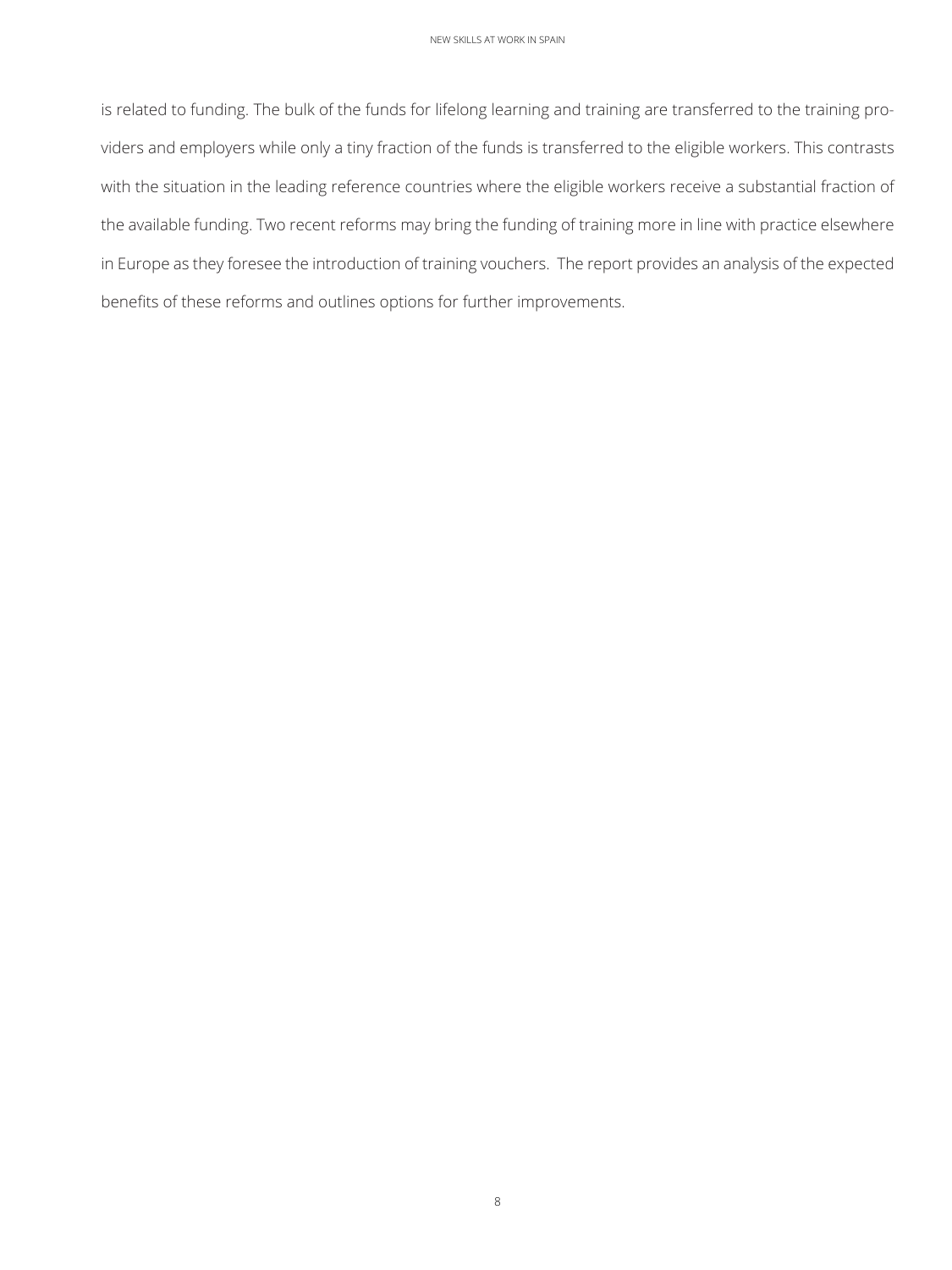is related to funding. The bulk of the funds for lifelong learning and training are transferred to the training providers and employers while only a tiny fraction of the funds is transferred to the eligible workers. This contrasts with the situation in the leading reference countries where the eligible workers receive a substantial fraction of the available funding. Two recent reforms may bring the funding of training more in line with practice elsewhere in Europe as they foresee the introduction of training vouchers. The report provides an analysis of the expected benefits of these reforms and outlines options for further improvements.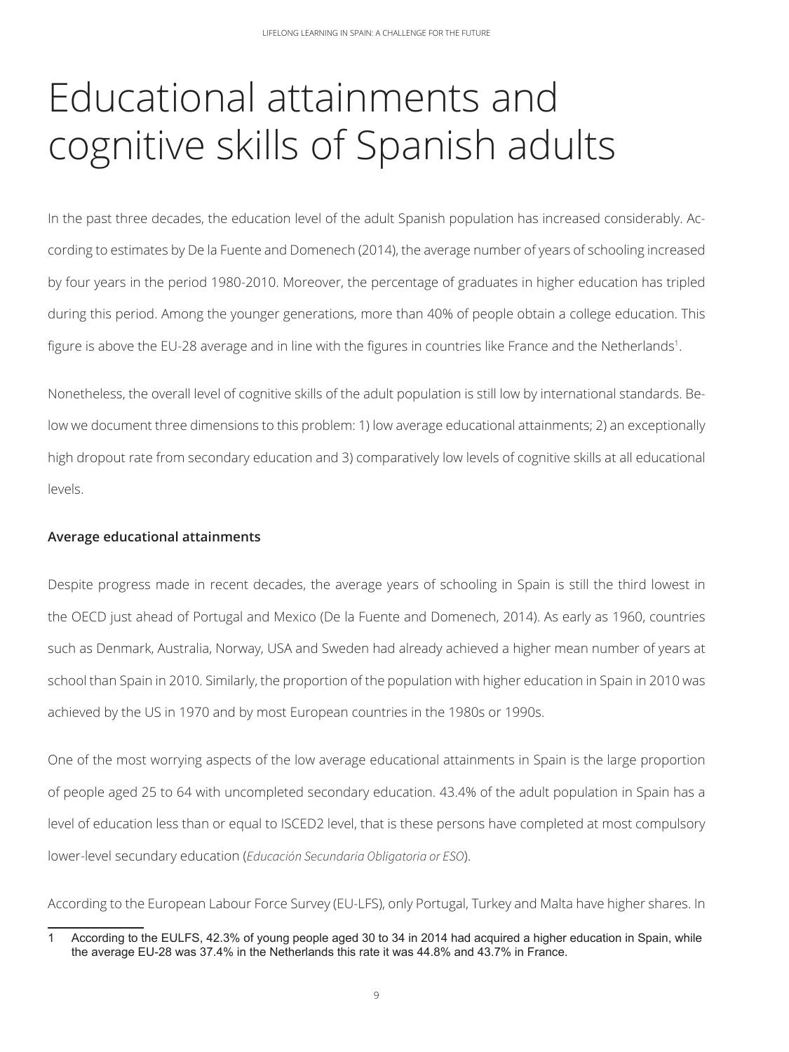# Educational attainments and cognitive skills of Spanish adults

In the past three decades, the education level of the adult Spanish population has increased considerably. According to estimates by De la Fuente and Domenech (2014), the average number of years of schooling increased by four years in the period 1980-2010. Moreover, the percentage of graduates in higher education has tripled during this period. Among the younger generations, more than 40% of people obtain a college education. This figure is above the EU-28 average and in line with the figures in countries like France and the Netherlands[1].

Nonetheless, the overall level of cognitive skills of the adult population is still low by international standards. Below we document three dimensions to this problem: 1) low average educational attainments; 2) an exceptionally high dropout rate from secondary education and 3) comparatively low levels of cognitive skills at all educational levels.

**Average educational attainments**

Despite progress made in recent decades, the average years of schooling in Spain is still the third lowest in the OECD just ahead of Portugal and Mexico (De la Fuente and Domenech, 2014). As early as 1960, countries such as Denmark, Australia, Norway, USA and Sweden had already achieved a higher mean number of years at school than Spain in 2010. Similarly, the proportion of the population with higher education in Spain in 2010 was achieved by the US in 1970 and by most European countries in the 1980s or 1990s.

One of the most worrying aspects of the low average educational attainments in Spain is the large proportion of people aged 25 to 64 with uncompleted secondary education. 43.4% of the adult population in Spain has a level of education less than or equal to ISCED2 level, that is these persons have completed at most compulsory lower-level secundary education (*Educación Secundaria Obligatoria or ESO*).

According to the European Labour Force Survey (EU-LFS), only Portugal, Turkey and Malta have higher shares. In

1 According to the EULFS, 42.3% of young people aged 30 to 34 in 2014 had acquired a higher education in Spain, while the average EU-28 was 37.4% in the Netherlands this rate it was 44.8% and 43.7% in France.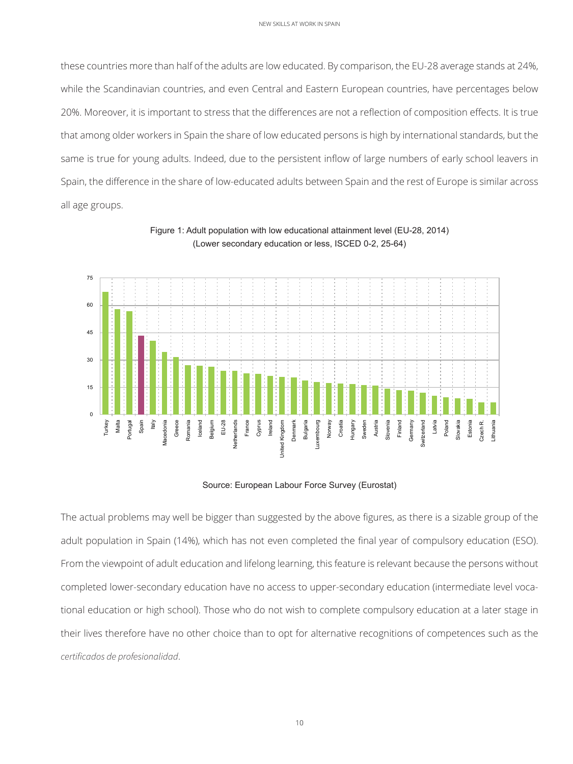these countries more than half of the adults are low educated. By comparison, the EU-28 average stands at 24%, while the Scandinavian countries, and even Central and Eastern European countries, have percentages below 20%. Moreover, it is important to stress that the differences are not a reflection of composition effects. It is true that among older workers in Spain the share of low educated persons is high by international standards, but the same is true for young adults. Indeed, due to the persistent inflow of large numbers of early school leavers in Spain, the difference in the share of low-educated adults between Spain and the rest of Europe is similar across all age groups.

Figure 1: Adult population with low educational attainment level (EU-28, 2014)
(Lower secondary education or less, ISCED 0-2, 25-64)

Source: European Labour Force Survey (Eurostat)

The actual problems may well be bigger than suggested by the above figures, as there is a sizable group of the adult population in Spain (14%), which has not even completed the final year of compulsory education (ESO). From the viewpoint of adult education and lifelong learning, this feature is relevant because the persons without completed lower-secondary education have no access to upper-secondary education (intermediate level vocational education or high school). Those who do not wish to complete compulsory education at a later stage in their lives therefore have no other choice than to opt for alternative recognitions of competences such as the *certificados de profesionalidad*.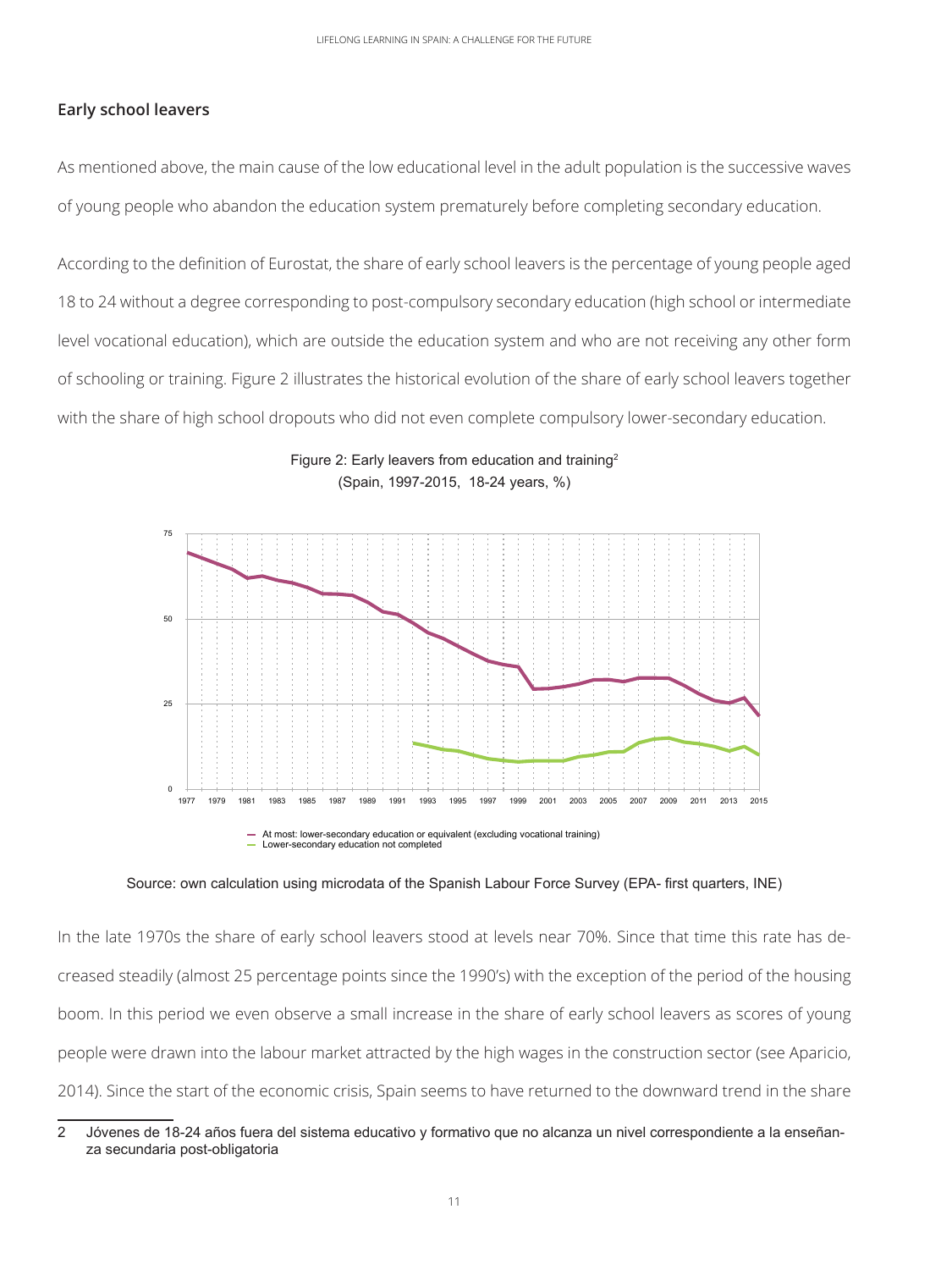## Early school leavers

As mentioned above, the main cause of the low educational level in the adult population is the successive waves of young people who abandon the education system prematurely before completing secondary education.

According to the definition of Eurostat, the share of early school leavers is the percentage of young people aged 18 to 24 without a degree corresponding to post-compulsory secondary education (high school or intermediate level vocational education), which are outside the education system and who are not receiving any other form of schooling or training. Figure 2 illustrates the historical evolution of the share of early school leavers together with the share of high school dropouts who did not even complete compulsory lower-secondary education.

Figure 2: Early leavers from education and training[2]
(Spain, 1997-2015, 18-24 years, %)

Source: own calculation using microdata of the Spanish Labour Force Survey (EPA- first quarters, INE)

In the late 1970s the share of early school leavers stood at levels near 70%. Since that time this rate has decreased steadily (almost 25 percentage points since the 1990's) with the exception of the period of the housing boom. In this period we even observe a small increase in the share of early school leavers as scores of young people were drawn into the labour market attracted by the high wages in the construction sector (see Aparicio, 2014). Since the start of the economic crisis, Spain seems to have returned to the downward trend in the share

---

2 Jóvenes de 18-24 años fuera del sistema educativo y formativo que no alcanza un nivel correspondiente a la enseñanza secundaria post-obligatoria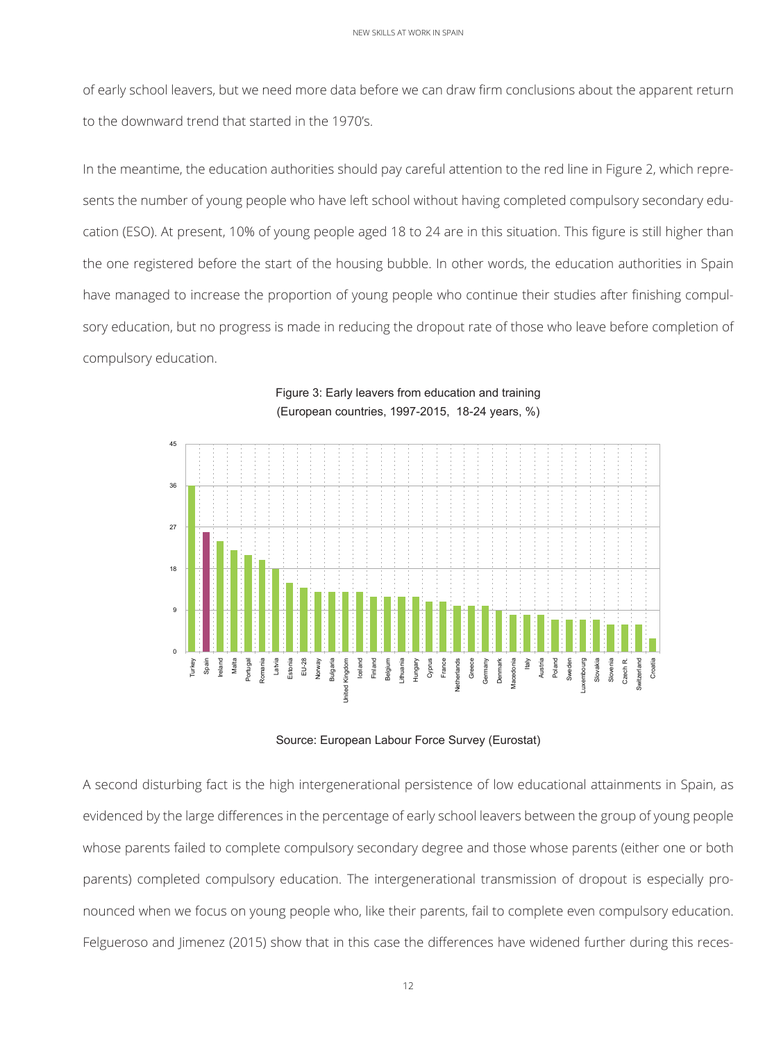of early school leavers, but we need more data before we can draw firm conclusions about the apparent return to the downward trend that started in the 1970's.

In the meantime, the education authorities should pay careful attention to the red line in Figure 2, which represents the number of young people who have left school without having completed compulsory secondary education (ESO). At present, 10% of young people aged 18 to 24 are in this situation. This figure is still higher than the one registered before the start of the housing bubble. In other words, the education authorities in Spain have managed to increase the proportion of young people who continue their studies after finishing compulsory education, but no progress is made in reducing the dropout rate of those who leave before completion of compulsory education.

Figure 3: Early leavers from education and training (European countries, 1997-2015, 18-24 years, %)

Source: European Labour Force Survey (Eurostat)

A second disturbing fact is the high intergenerational persistence of low educational attainments in Spain, as evidenced by the large differences in the percentage of early school leavers between the group of young people whose parents failed to complete compulsory secondary degree and those whose parents (either one or both parents) completed compulsory education. The intergenerational transmission of dropout is especially pronounced when we focus on young people who, like their parents, fail to complete even compulsory education. Felgueroso and Jimenez (2015) show that in this case the differences have widened further during this reces-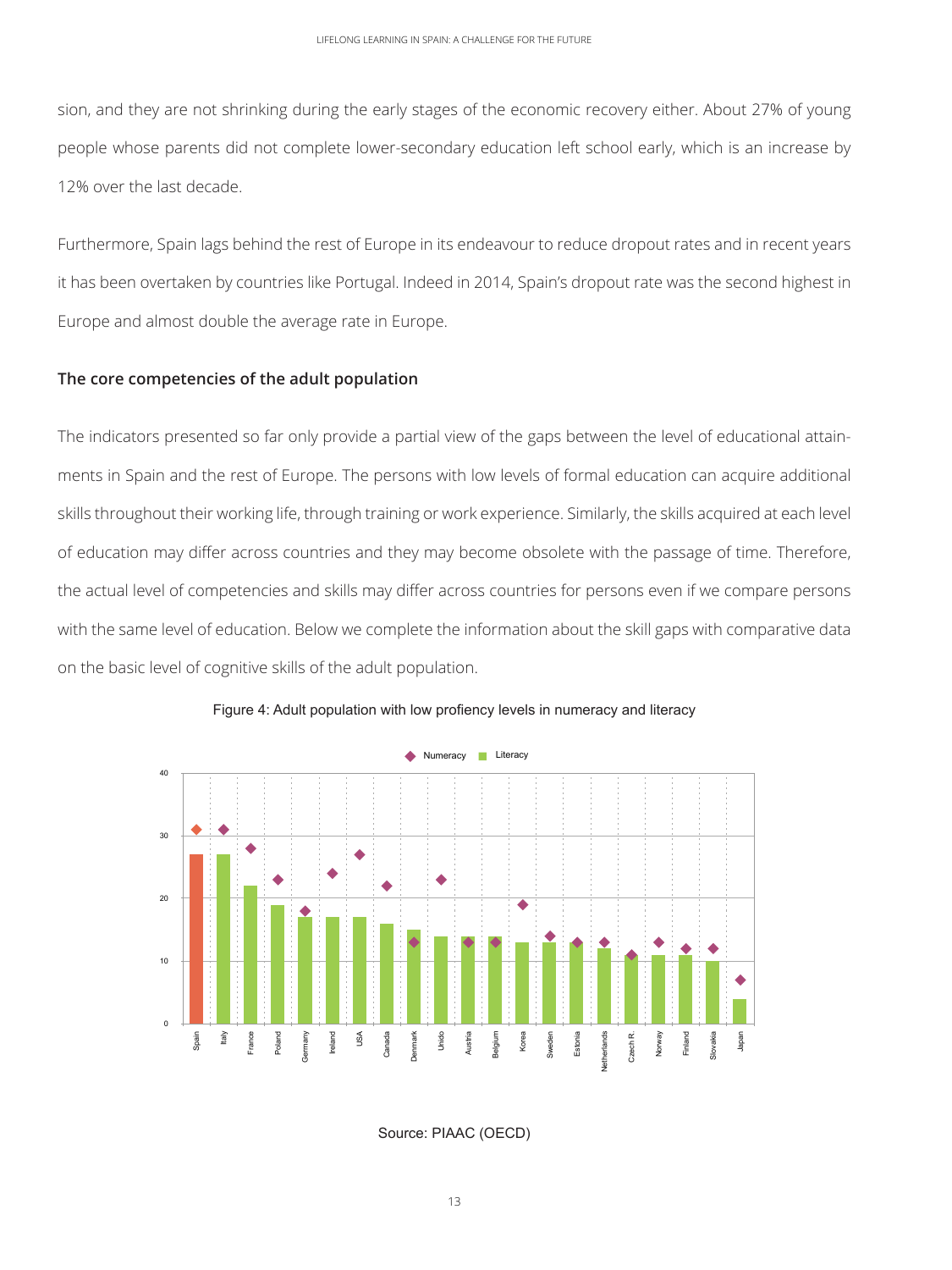sion, and they are not shrinking during the early stages of the economic recovery either. About 27% of young people whose parents did not complete lower-secondary education left school early, which is an increase by 12% over the last decade.

Furthermore, Spain lags behind the rest of Europe in its endeavour to reduce dropout rates and in recent years it has been overtaken by countries like Portugal. Indeed in 2014, Spain's dropout rate was the second highest in Europe and almost double the average rate in Europe.

### The core competencies of the adult population

The indicators presented so far only provide a partial view of the gaps between the level of educational attainments in Spain and the rest of Europe. The persons with low levels of formal education can acquire additional skills throughout their working life, through training or work experience. Similarly, the skills acquired at each level of education may differ across countries and they may become obsolete with the passage of time. Therefore, the actual level of competencies and skills may differ across countries for persons even if we compare persons with the same level of education. Below we complete the information about the skill gaps with comparative data on the basic level of cognitive skills of the adult population.

Figure 4: Adult population with low profiency levels in numeracy and literacy

Source: PIAAC (OECD)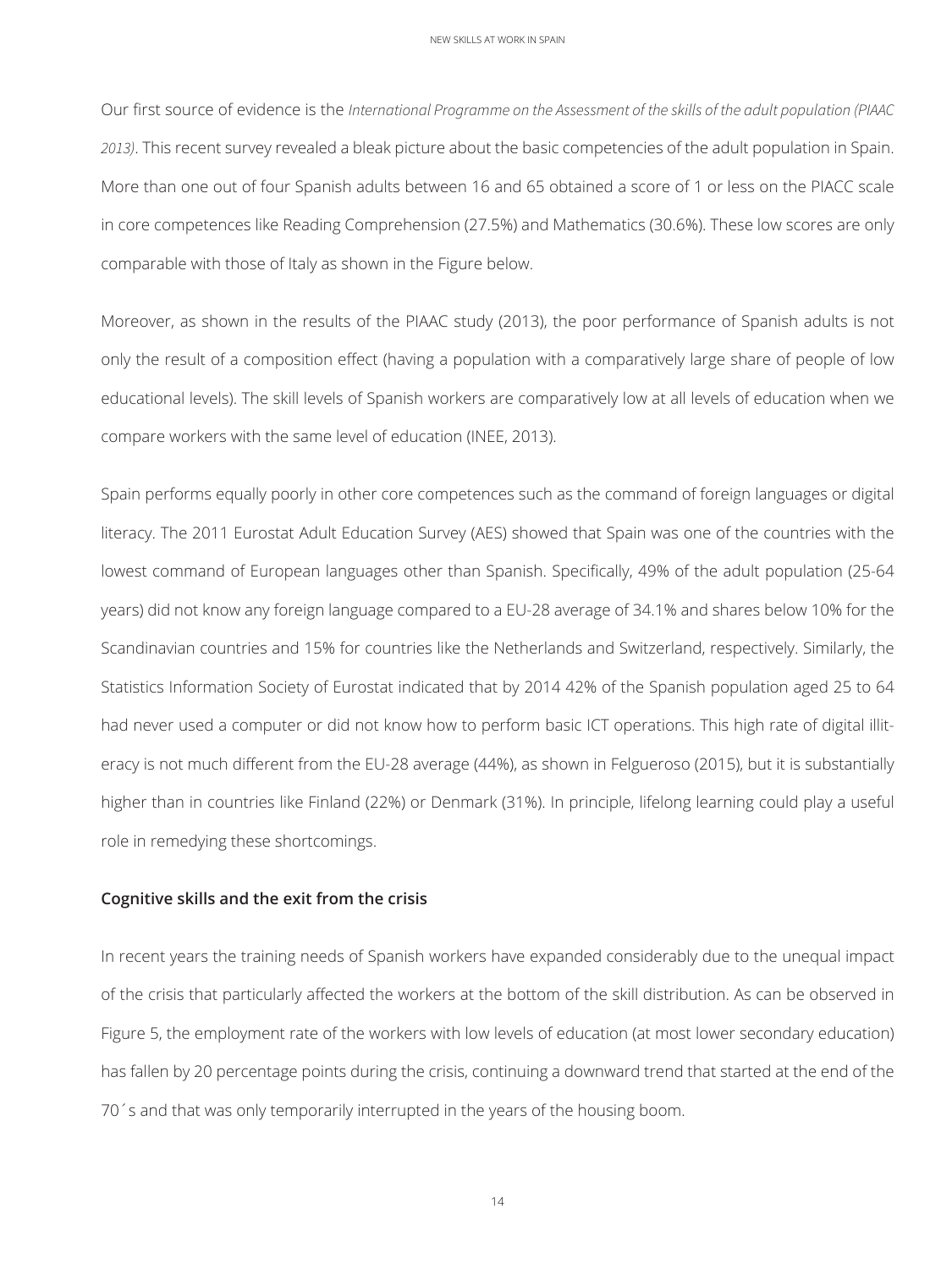Our first source of evidence is the *International Programme on the Assessment of the skills of the adult population (PIAAC 2013)*. This recent survey revealed a bleak picture about the basic competencies of the adult population in Spain. More than one out of four Spanish adults between 16 and 65 obtained a score of 1 or less on the PIACC scale in core competences like Reading Comprehension (27.5%) and Mathematics (30.6%). These low scores are only comparable with those of Italy as shown in the Figure below.

Moreover, as shown in the results of the PIAAC study (2013), the poor performance of Spanish adults is not only the result of a composition effect (having a population with a comparatively large share of people of low educational levels). The skill levels of Spanish workers are comparatively low at all levels of education when we compare workers with the same level of education (INEE, 2013).

Spain performs equally poorly in other core competences such as the command of foreign languages or digital literacy. The 2011 Eurostat Adult Education Survey (AES) showed that Spain was one of the countries with the lowest command of European languages other than Spanish. Specifically, 49% of the adult population (25-64 years) did not know any foreign language compared to a EU-28 average of 34.1% and shares below 10% for the Scandinavian countries and 15% for countries like the Netherlands and Switzerland, respectively. Similarly, the Statistics Information Society of Eurostat indicated that by 2014 42% of the Spanish population aged 25 to 64 had never used a computer or did not know how to perform basic ICT operations. This high rate of digital illiteracy is not much different from the EU-28 average (44%), as shown in Felgueroso (2015), but it is substantially higher than in countries like Finland (22%) or Denmark (31%). In principle, lifelong learning could play a useful role in remedying these shortcomings.

**Cognitive skills and the exit from the crisis**

In recent years the training needs of Spanish workers have expanded considerably due to the unequal impact of the crisis that particularly affected the workers at the bottom of the skill distribution. As can be observed in Figure 5, the employment rate of the workers with low levels of education (at most lower secondary education) has fallen by 20 percentage points during the crisis, continuing a downward trend that started at the end of the 70´s and that was only temporarily interrupted in the years of the housing boom.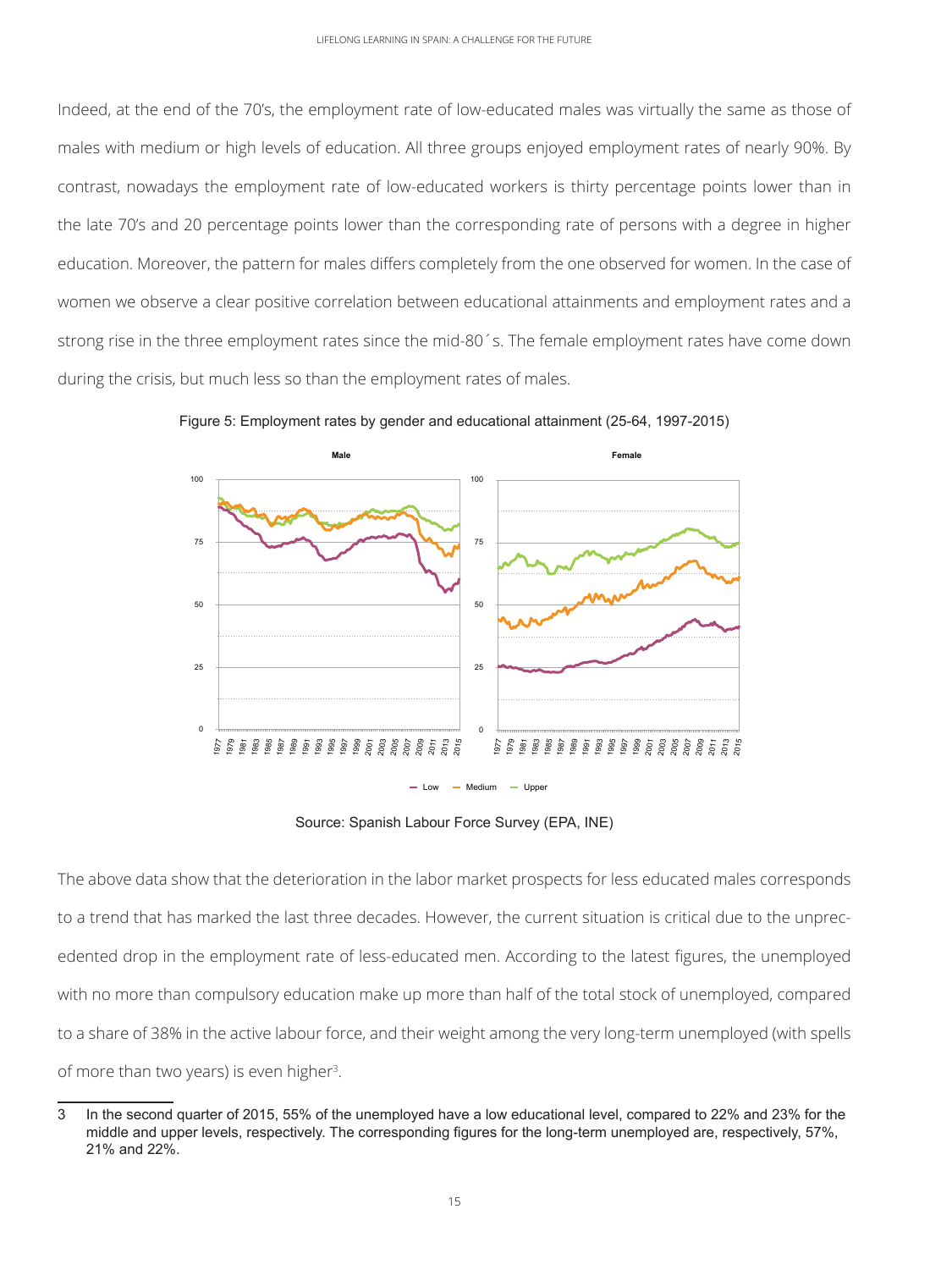Indeed, at the end of the 70's, the employment rate of low-educated males was virtually the same as those of males with medium or high levels of education. All three groups enjoyed employment rates of nearly 90%. By contrast, nowadays the employment rate of low-educated workers is thirty percentage points lower than in the late 70's and 20 percentage points lower than the corresponding rate of persons with a degree in higher education. Moreover, the pattern for males differs completely from the one observed for women. In the case of women we observe a clear positive correlation between educational attainments and employment rates and a strong rise in the three employment rates since the mid-80´s. The female employment rates have come down during the crisis, but much less so than the employment rates of males.

Figure 5: Employment rates by gender and educational attainment (25-64, 1997-2015)

Source: Spanish Labour Force Survey (EPA, INE)

The above data show that the deterioration in the labor market prospects for less educated males corresponds to a trend that has marked the last three decades. However, the current situation is critical due to the unprecedented drop in the employment rate of less-educated men. According to the latest figures, the unemployed with no more than compulsory education make up more than half of the total stock of unemployed, compared to a share of 38% in the active labour force, and their weight among the very long-term unemployed (with spells of more than two years) is even higher[3].

---

3 In the second quarter of 2015, 55% of the unemployed have a low educational level, compared to 22% and 23% for the middle and upper levels, respectively. The corresponding figures for the long-term unemployed are, respectively, 57%, 21% and 22%.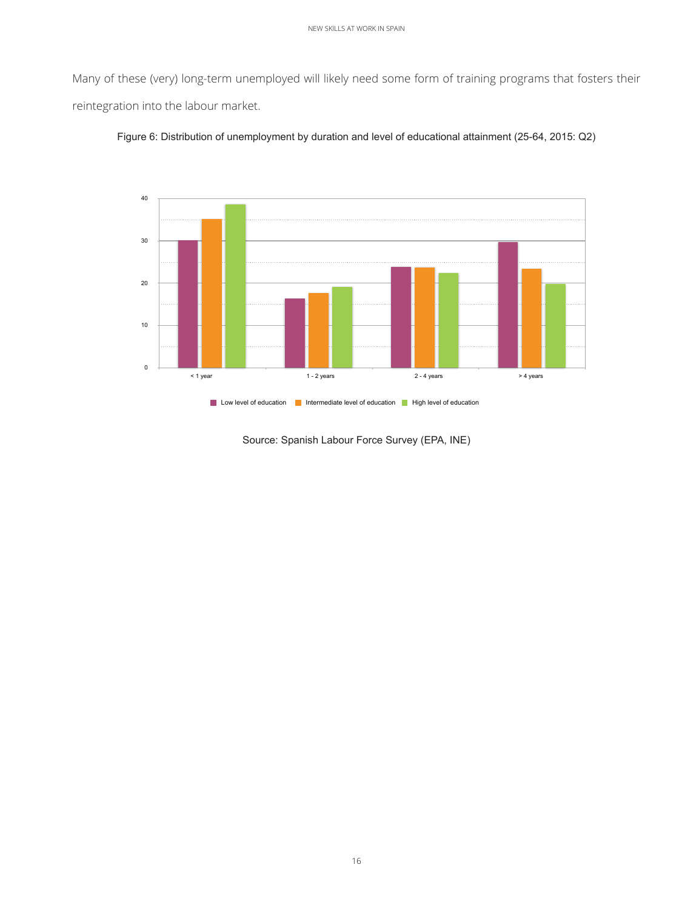Many of these (very) long-term unemployed will likely need some form of training programs that fosters their reintegration into the labour market.

Figure 6: Distribution of unemployment by duration and level of educational attainment (25-64, 2015: Q2)

Source: Spanish Labour Force Survey (EPA, INE)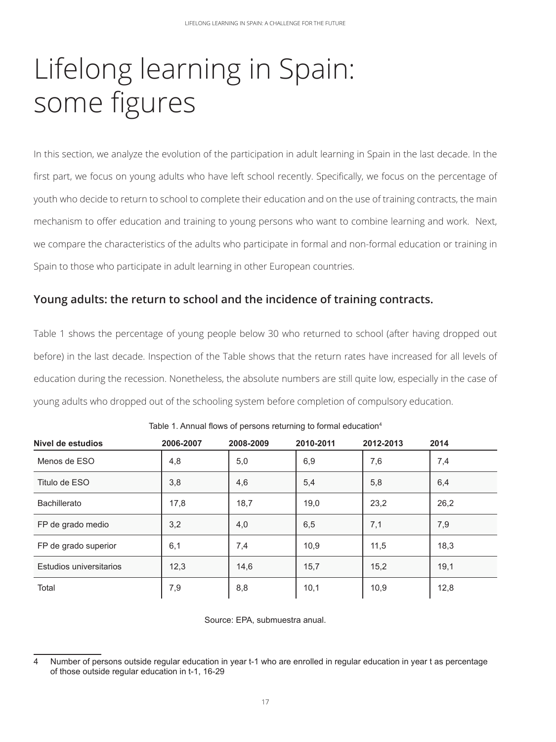# Lifelong learning in Spain: some figures

In this section, we analyze the evolution of the participation in adult learning in Spain in the last decade. In the first part, we focus on young adults who have left school recently. Specifically, we focus on the percentage of youth who decide to return to school to complete their education and on the use of training contracts, the main mechanism to offer education and training to young persons who want to combine learning and work. Next, we compare the characteristics of the adults who participate in formal and non-formal education or training in Spain to those who participate in adult learning in other European countries.

## Young adults: the return to school and the incidence of training contracts.

Table 1 shows the percentage of young people below 30 who returned to school (after having dropped out before) in the last decade. Inspection of the Table shows that the return rates have increased for all levels of education during the recession. Nonetheless, the absolute numbers are still quite low, especially in the case of young adults who dropped out of the schooling system before completion of compulsory education.

Table 1. Annual flows of persons returning to formal education[4]

| Nivel de estudios | 2006-2007 | 2008-2009 | 2010-2011 | 2012-2013 | 2014 |
|---|---|---|---|---|---|
| Menos de ESO | 4,8 | 5,0 | 6,9 | 7,6 | 7,4 |
| Titulo de ESO | 3,8 | 4,6 | 5,4 | 5,8 | 6,4 |
| Bachillerato | 17,8 | 18,7 | 19,0 | 23,2 | 26,2 |
| FP de grado medio | 3,2 | 4,0 | 6,5 | 7,1 | 7,9 |
| FP de grado superior | 6,1 | 7,4 | 10,9 | 11,5 | 18,3 |
| Estudios universitarios | 12,3 | 14,6 | 15,7 | 15,2 | 19,1 |
| Total | 7,9 | 8,8 | 10,1 | 10,9 | 12,8 |

Source: EPA, submuestra anual.

4 Number of persons outside regular education in year t-1 who are enrolled in regular education in year t as percentage of those outside regular education in t-1, 16-29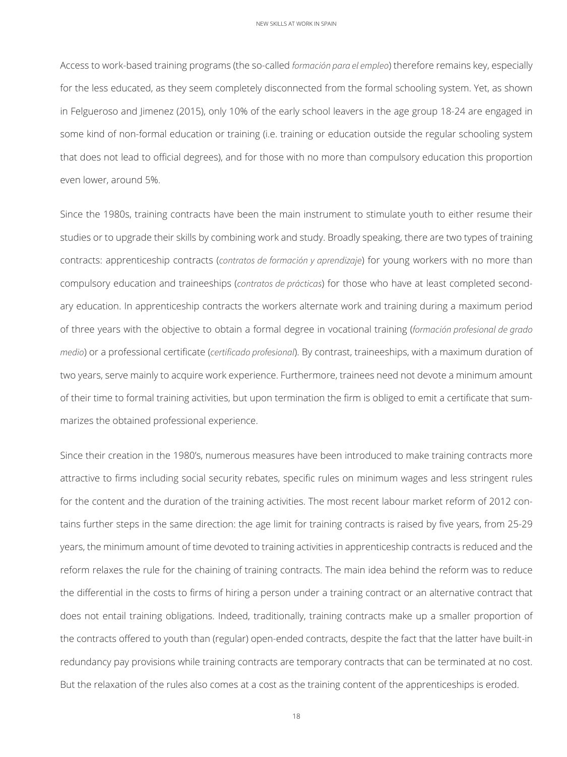Access to work-based training programs (the so-called *formación para el empleo*) therefore remains key, especially for the less educated, as they seem completely disconnected from the formal schooling system. Yet, as shown in Felgueroso and Jimenez (2015), only 10% of the early school leavers in the age group 18-24 are engaged in some kind of non-formal education or training (i.e. training or education outside the regular schooling system that does not lead to official degrees), and for those with no more than compulsory education this proportion even lower, around 5%.

Since the 1980s, training contracts have been the main instrument to stimulate youth to either resume their studies or to upgrade their skills by combining work and study. Broadly speaking, there are two types of training contracts: apprenticeship contracts (*contratos de formación y aprendizaje*) for young workers with no more than compulsory education and traineeships (*contratos de prácticas*) for those who have at least completed secondary education. In apprenticeship contracts the workers alternate work and training during a maximum period of three years with the objective to obtain a formal degree in vocational training (*formación profesional de grado medio*) or a professional certificate (*certificado profesional*). By contrast, traineeships, with a maximum duration of two years, serve mainly to acquire work experience. Furthermore, trainees need not devote a minimum amount of their time to formal training activities, but upon termination the firm is obliged to emit a certificate that summarizes the obtained professional experience.

Since their creation in the 1980's, numerous measures have been introduced to make training contracts more attractive to firms including social security rebates, specific rules on minimum wages and less stringent rules for the content and the duration of the training activities. The most recent labour market reform of 2012 contains further steps in the same direction: the age limit for training contracts is raised by five years, from 25-29 years, the minimum amount of time devoted to training activities in apprenticeship contracts is reduced and the reform relaxes the rule for the chaining of training contracts. The main idea behind the reform was to reduce the differential in the costs to firms of hiring a person under a training contract or an alternative contract that does not entail training obligations. Indeed, traditionally, training contracts make up a smaller proportion of the contracts offered to youth than (regular) open-ended contracts, despite the fact that the latter have built-in redundancy pay provisions while training contracts are temporary contracts that can be terminated at no cost. But the relaxation of the rules also comes at a cost as the training content of the apprenticeships is eroded.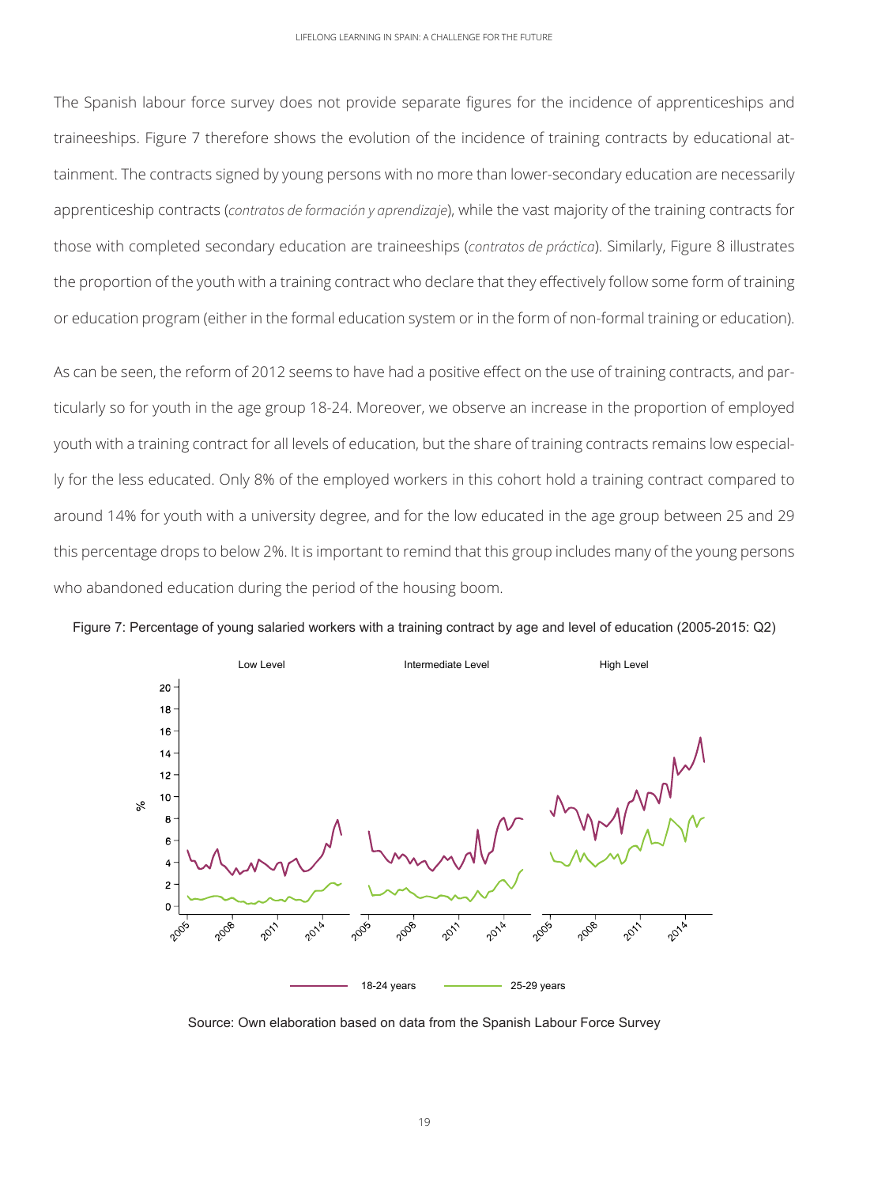The Spanish labour force survey does not provide separate figures for the incidence of apprenticeships and traineeships. Figure 7 therefore shows the evolution of the incidence of training contracts by educational attainment. The contracts signed by young persons with no more than lower-secondary education are necessarily apprenticeship contracts (*contratos de formación y aprendizaje*), while the vast majority of the training contracts for those with completed secondary education are traineeships (*contratos de práctica*). Similarly, Figure 8 illustrates the proportion of the youth with a training contract who declare that they effectively follow some form of training or education program (either in the formal education system or in the form of non-formal training or education).

As can be seen, the reform of 2012 seems to have had a positive effect on the use of training contracts, and particularly so for youth in the age group 18-24. Moreover, we observe an increase in the proportion of employed youth with a training contract for all levels of education, but the share of training contracts remains low especially for the less educated. Only 8% of the employed workers in this cohort hold a training contract compared to around 14% for youth with a university degree, and for the low educated in the age group between 25 and 29 this percentage drops to below 2%. It is important to remind that this group includes many of the young persons who abandoned education during the period of the housing boom.

Figure 7: Percentage of young salaried workers with a training contract by age and level of education (2005-2015: Q2)

Source: Own elaboration based on data from the Spanish Labour Force Survey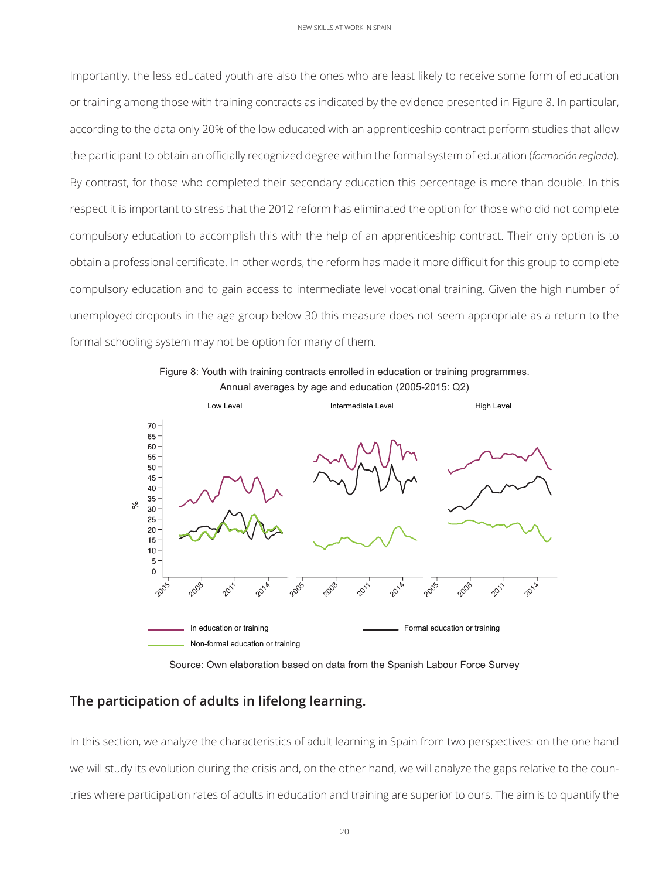Importantly, the less educated youth are also the ones who are least likely to receive some form of education or training among those with training contracts as indicated by the evidence presented in Figure 8. In particular, according to the data only 20% of the low educated with an apprenticeship contract perform studies that allow the participant to obtain an officially recognized degree within the formal system of education (*formación reglada*). By contrast, for those who completed their secondary education this percentage is more than double. In this respect it is important to stress that the 2012 reform has eliminated the option for those who did not complete compulsory education to accomplish this with the help of an apprenticeship contract. Their only option is to obtain a professional certificate. In other words, the reform has made it more difficult for this group to complete compulsory education and to gain access to intermediate level vocational training. Given the high number of unemployed dropouts in the age group below 30 this measure does not seem appropriate as a return to the formal schooling system may not be option for many of them.

Figure 8: Youth with training contracts enrolled in education or training programmes. Annual averages by age and education (2005-2015: Q2)

Source: Own elaboration based on data from the Spanish Labour Force Survey

## The participation of adults in lifelong learning.

In this section, we analyze the characteristics of adult learning in Spain from two perspectives: on the one hand we will study its evolution during the crisis and, on the other hand, we will analyze the gaps relative to the countries where participation rates of adults in education and training are superior to ours. The aim is to quantify the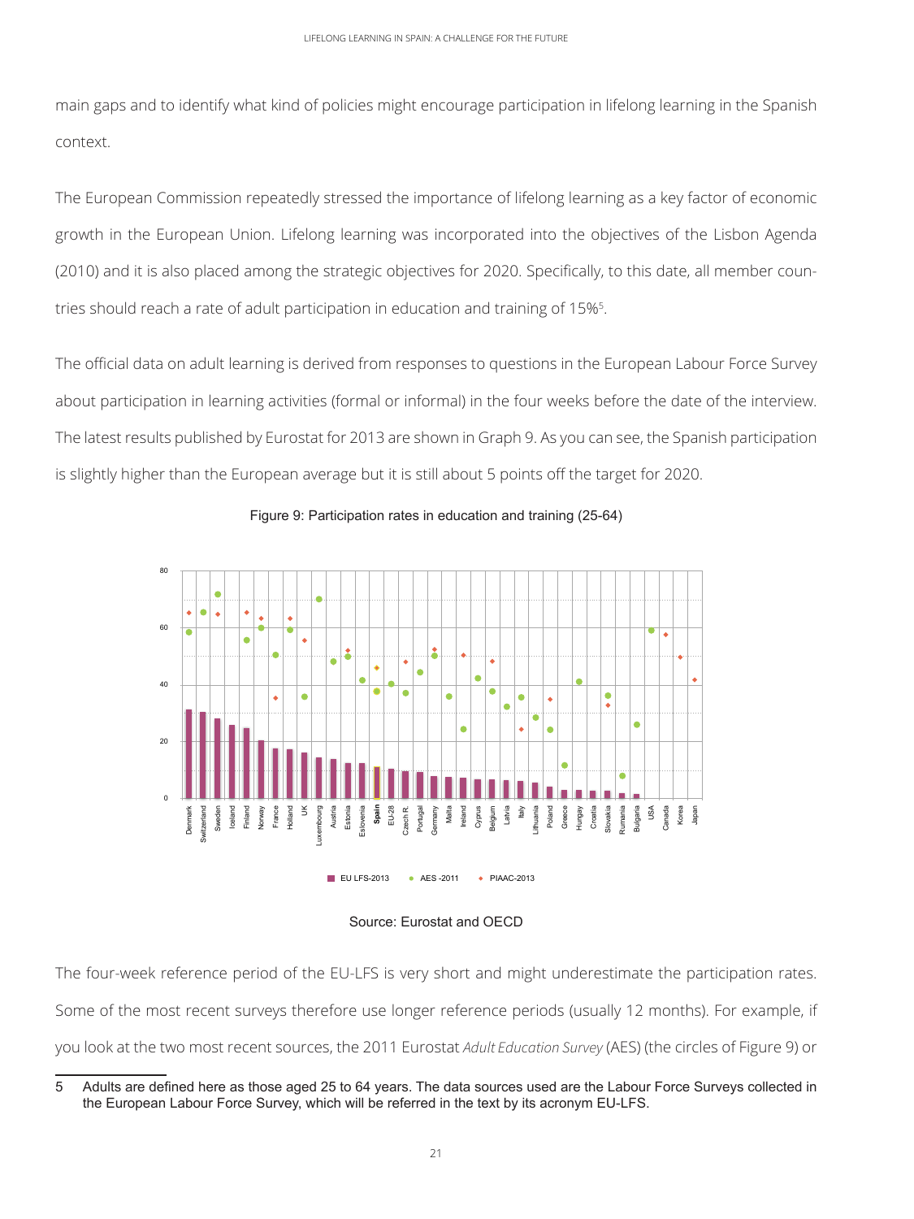main gaps and to identify what kind of policies might encourage participation in lifelong learning in the Spanish context.

The European Commission repeatedly stressed the importance of lifelong learning as a key factor of economic growth in the European Union. Lifelong learning was incorporated into the objectives of the Lisbon Agenda (2010) and it is also placed among the strategic objectives for 2020. Specifically, to this date, all member countries should reach a rate of adult participation in education and training of 15%[5].

The official data on adult learning is derived from responses to questions in the European Labour Force Survey about participation in learning activities (formal or informal) in the four weeks before the date of the interview. The latest results published by Eurostat for 2013 are shown in Graph 9. As you can see, the Spanish participation is slightly higher than the European average but it is still about 5 points off the target for 2020.

Figure 9: Participation rates in education and training (25-64)

Source: Eurostat and OECD

The four-week reference period of the EU-LFS is very short and might underestimate the participation rates. Some of the most recent surveys therefore use longer reference periods (usually 12 months). For example, if you look at the two most recent sources, the 2011 Eurostat *Adult Education Survey* (AES) (the circles of Figure 9) or

---

5 Adults are defined here as those aged 25 to 64 years. The data sources used are the Labour Force Surveys collected in the European Labour Force Survey, which will be referred in the text by its acronym EU-LFS.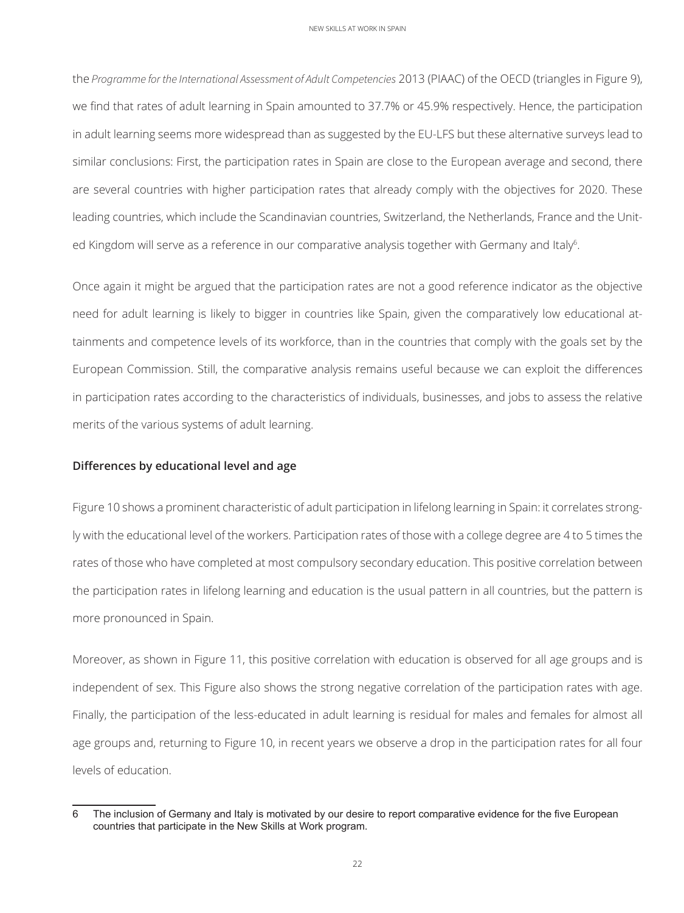the *Programme for the International Assessment of Adult Competencies* 2013 (PIAAC) of the OECD (triangles in Figure 9), we find that rates of adult learning in Spain amounted to 37.7% or 45.9% respectively. Hence, the participation in adult learning seems more widespread than as suggested by the EU-LFS but these alternative surveys lead to similar conclusions: First, the participation rates in Spain are close to the European average and second, there are several countries with higher participation rates that already comply with the objectives for 2020. These leading countries, which include the Scandinavian countries, Switzerland, the Netherlands, France and the United Kingdom will serve as a reference in our comparative analysis together with Germany and Italy[6].

Once again it might be argued that the participation rates are not a good reference indicator as the objective need for adult learning is likely to bigger in countries like Spain, given the comparatively low educational attainments and competence levels of its workforce, than in the countries that comply with the goals set by the European Commission. Still, the comparative analysis remains useful because we can exploit the differences in participation rates according to the characteristics of individuals, businesses, and jobs to assess the relative merits of the various systems of adult learning.

### Differences by educational level and age

Figure 10 shows a prominent characteristic of adult participation in lifelong learning in Spain: it correlates strongly with the educational level of the workers. Participation rates of those with a college degree are 4 to 5 times the rates of those who have completed at most compulsory secondary education. This positive correlation between the participation rates in lifelong learning and education is the usual pattern in all countries, but the pattern is more pronounced in Spain.

Moreover, as shown in Figure 11, this positive correlation with education is observed for all age groups and is independent of sex. This Figure also shows the strong negative correlation of the participation rates with age. Finally, the participation of the less-educated in adult learning is residual for males and females for almost all age groups and, returning to Figure 10, in recent years we observe a drop in the participation rates for all four levels of education.

---

6 The inclusion of Germany and Italy is motivated by our desire to report comparative evidence for the five European countries that participate in the New Skills at Work program.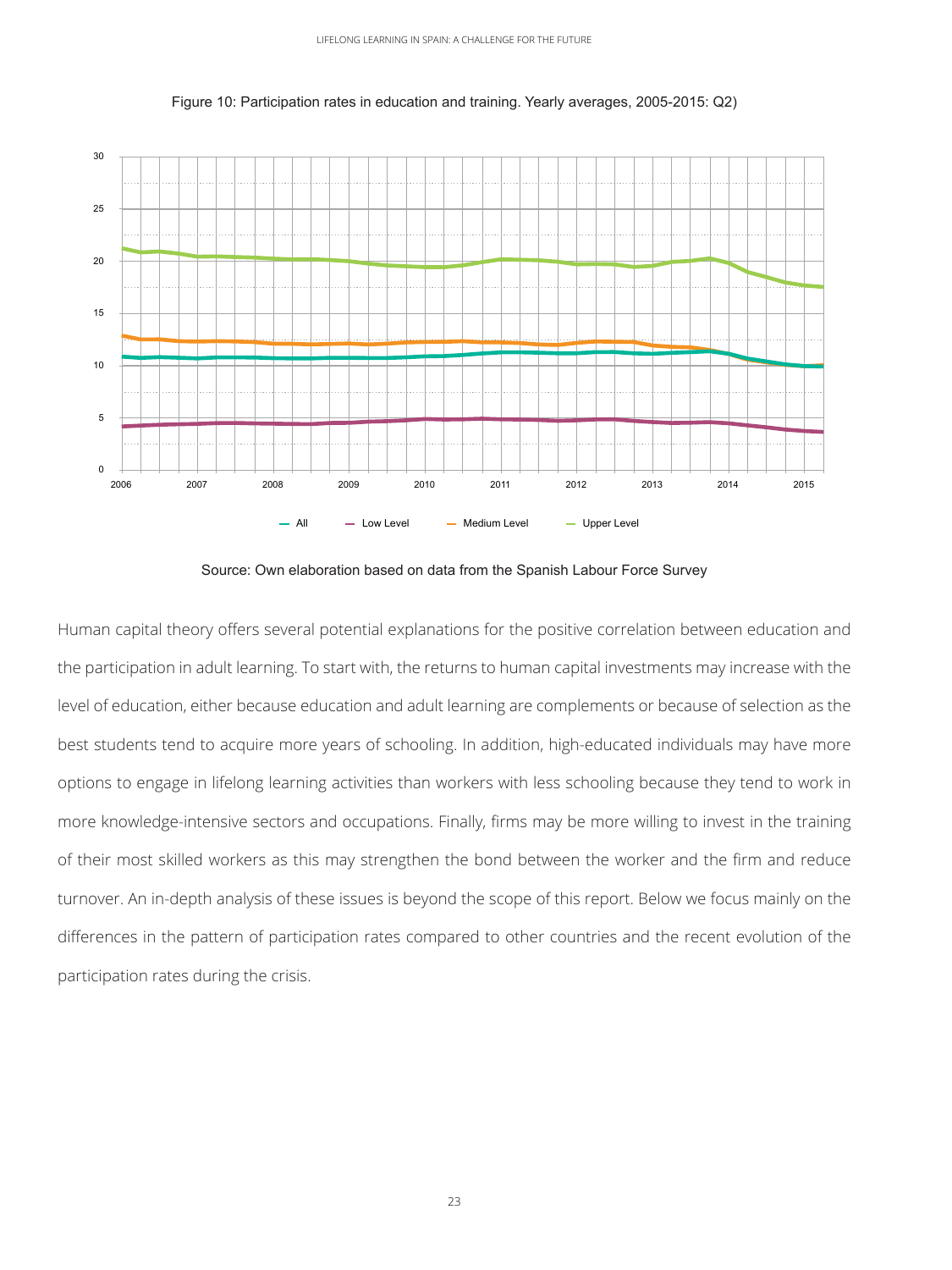Figure 10: Participation rates in education and training. Yearly averages, 2005-2015: Q2)

Source: Own elaboration based on data from the Spanish Labour Force Survey

Human capital theory offers several potential explanations for the positive correlation between education and the participation in adult learning. To start with, the returns to human capital investments may increase with the level of education, either because education and adult learning are complements or because of selection as the best students tend to acquire more years of schooling. In addition, high-educated individuals may have more options to engage in lifelong learning activities than workers with less schooling because they tend to work in more knowledge-intensive sectors and occupations. Finally, firms may be more willing to invest in the training of their most skilled workers as this may strengthen the bond between the worker and the firm and reduce turnover. An in-depth analysis of these issues is beyond the scope of this report. Below we focus mainly on the differences in the pattern of participation rates compared to other countries and the recent evolution of the participation rates during the crisis.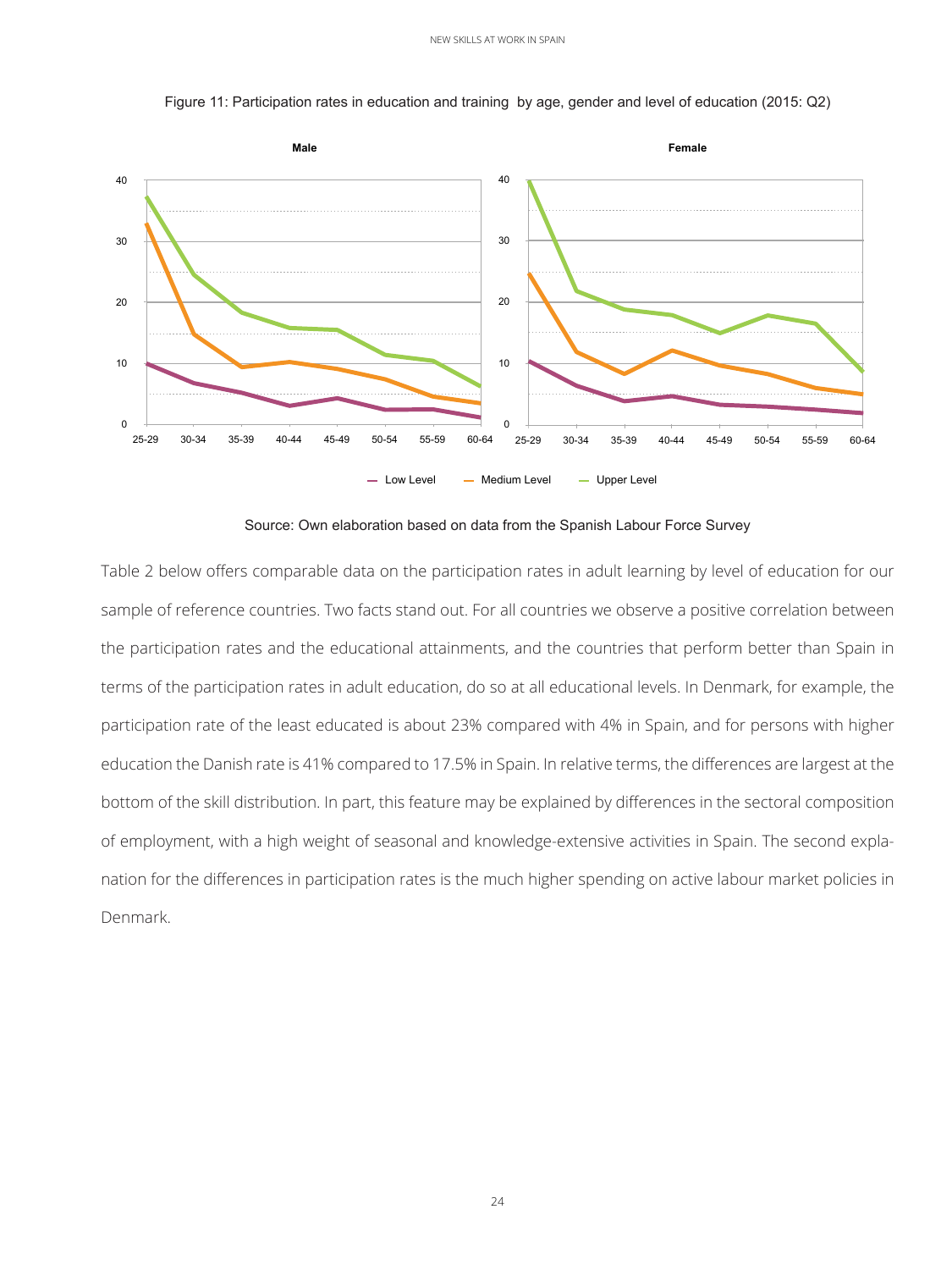Figure 11: Participation rates in education and training by age, gender and level of education (2015: Q2)

Source: Own elaboration based on data from the Spanish Labour Force Survey

Table 2 below offers comparable data on the participation rates in adult learning by level of education for our sample of reference countries. Two facts stand out. For all countries we observe a positive correlation between the participation rates and the educational attainments, and the countries that perform better than Spain in terms of the participation rates in adult education, do so at all educational levels. In Denmark, for example, the participation rate of the least educated is about 23% compared with 4% in Spain, and for persons with higher education the Danish rate is 41% compared to 17.5% in Spain. In relative terms, the differences are largest at the bottom of the skill distribution. In part, this feature may be explained by differences in the sectoral composition of employment, with a high weight of seasonal and knowledge-extensive activities in Spain. The second explanation for the differences in participation rates is the much higher spending on active labour market policies in Denmark.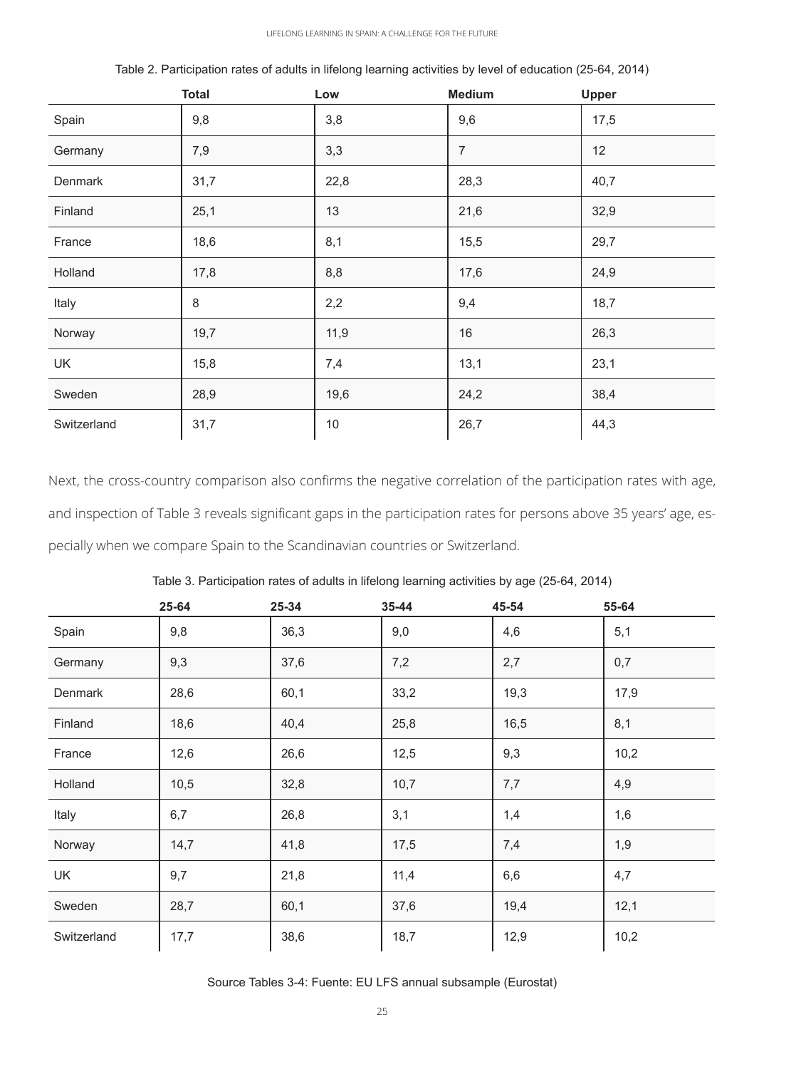Table 2. Participation rates of adults in lifelong learning activities by level of education (25-64, 2014)

| | Total | Low | Medium | Upper |
|---|---|---|---|---|
| Spain | 9,8 | 3,8 | 9,6 | 17,5 |
| Germany | 7,9 | 3,3 | 7 | 12 |
| Denmark | 31,7 | 22,8 | 28,3 | 40,7 |
| Finland | 25,1 | 13 | 21,6 | 32,9 |
| France | 18,6 | 8,1 | 15,5 | 29,7 |
| Holland | 17,8 | 8,8 | 17,6 | 24,9 |
| Italy | 8 | 2,2 | 9,4 | 18,7 |
| Norway | 19,7 | 11,9 | 16 | 26,3 |
| UK | 15,8 | 7,4 | 13,1 | 23,1 |
| Sweden | 28,9 | 19,6 | 24,2 | 38,4 |
| Switzerland | 31,7 | 10 | 26,7 | 44,3 |

Next, the cross-country comparison also confirms the negative correlation of the participation rates with age, and inspection of Table 3 reveals significant gaps in the participation rates for persons above 35 years' age, especially when we compare Spain to the Scandinavian countries or Switzerland.

Table 3. Participation rates of adults in lifelong learning activities by age (25-64, 2014)

| | 25-64 | 25-34 | 35-44 | 45-54 | 55-64 |
|---|---|---|---|---|---|
| Spain | 9,8 | 36,3 | 9,0 | 4,6 | 5,1 |
| Germany | 9,3 | 37,6 | 7,2 | 2,7 | 0,7 |
| Denmark | 28,6 | 60,1 | 33,2 | 19,3 | 17,9 |
| Finland | 18,6 | 40,4 | 25,8 | 16,5 | 8,1 |
| France | 12,6 | 26,6 | 12,5 | 9,3 | 10,2 |
| Holland | 10,5 | 32,8 | 10,7 | 7,7 | 4,9 |
| Italy | 6,7 | 26,8 | 3,1 | 1,4 | 1,6 |
| Norway | 14,7 | 41,8 | 17,5 | 7,4 | 1,9 |
| UK | 9,7 | 21,8 | 11,4 | 6,6 | 4,7 |
| Sweden | 28,7 | 60,1 | 37,6 | 19,4 | 12,1 |
| Switzerland | 17,7 | 38,6 | 18,7 | 12,9 | 10,2 |

Source Tables 3-4: Fuente: EU LFS annual subsample (Eurostat)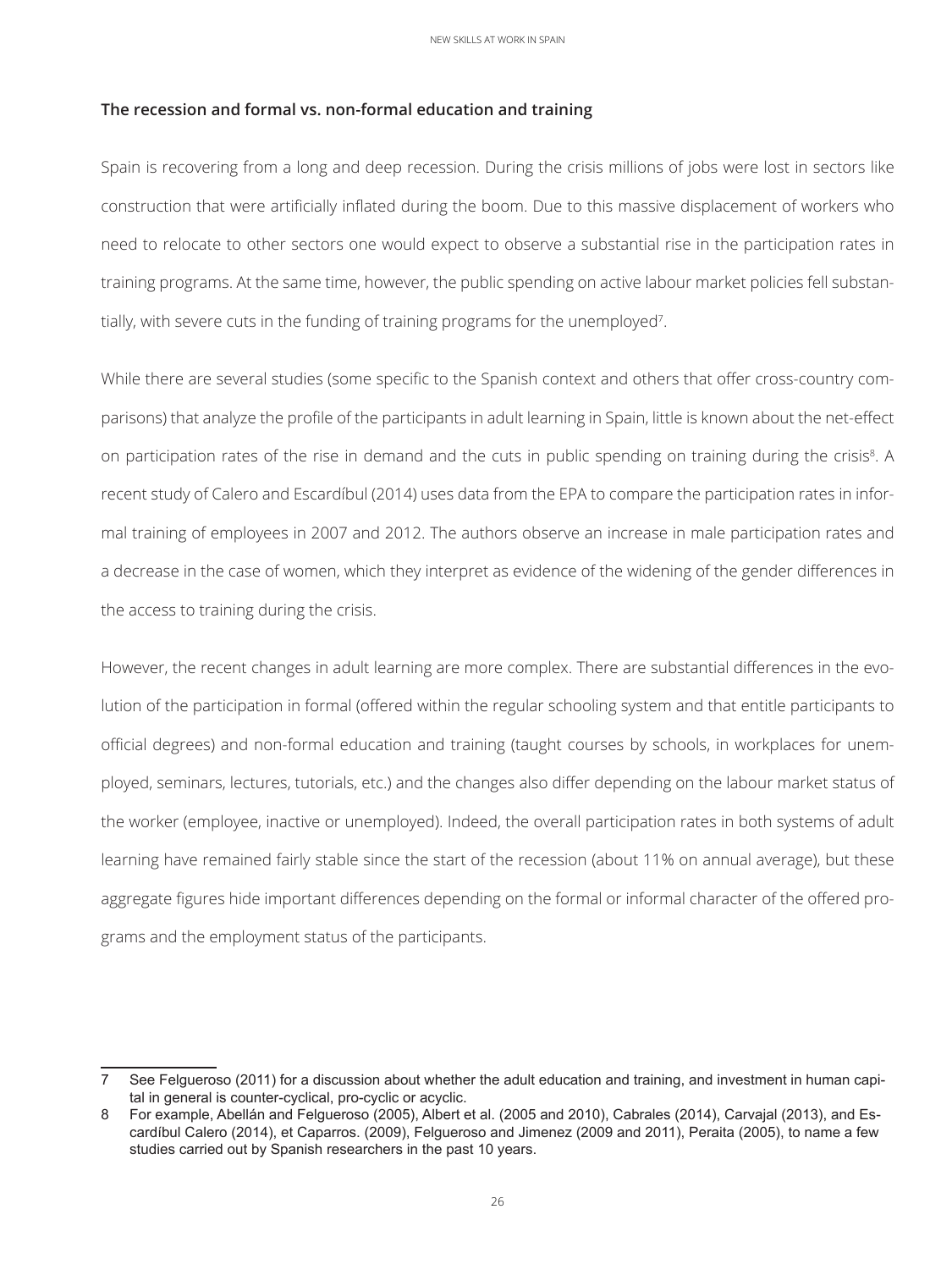### The recession and formal vs. non-formal education and training

Spain is recovering from a long and deep recession. During the crisis millions of jobs were lost in sectors like construction that were artificially inflated during the boom. Due to this massive displacement of workers who need to relocate to other sectors one would expect to observe a substantial rise in the participation rates in training programs. At the same time, however, the public spending on active labour market policies fell substantially, with severe cuts in the funding of training programs for the unemployed[7].

While there are several studies (some specific to the Spanish context and others that offer cross-country comparisons) that analyze the profile of the participants in adult learning in Spain, little is known about the net-effect on participation rates of the rise in demand and the cuts in public spending on training during the crisis[8]. A recent study of Calero and Escardíbul (2014) uses data from the EPA to compare the participation rates in informal training of employees in 2007 and 2012. The authors observe an increase in male participation rates and a decrease in the case of women, which they interpret as evidence of the widening of the gender differences in the access to training during the crisis.

However, the recent changes in adult learning are more complex. There are substantial differences in the evolution of the participation in formal (offered within the regular schooling system and that entitle participants to official degrees) and non-formal education and training (taught courses by schools, in workplaces for unemployed, seminars, lectures, tutorials, etc.) and the changes also differ depending on the labour market status of the worker (employee, inactive or unemployed). Indeed, the overall participation rates in both systems of adult learning have remained fairly stable since the start of the recession (about 11% on annual average), but these aggregate figures hide important differences depending on the formal or informal character of the offered programs and the employment status of the participants.

---

7 See Felgueroso (2011) for a discussion about whether the adult education and training, and investment in human capital in general is counter-cyclical, pro-cyclic or acyclic.

8 For example, Abellán and Felgueroso (2005), Albert et al. (2005 and 2010), Cabrales (2014), Carvajal (2013), and Escardíbul Calero (2014), et Caparros. (2009), Felgueroso and Jimenez (2009 and 2011), Peraita (2005), to name a few studies carried out by Spanish researchers in the past 10 years.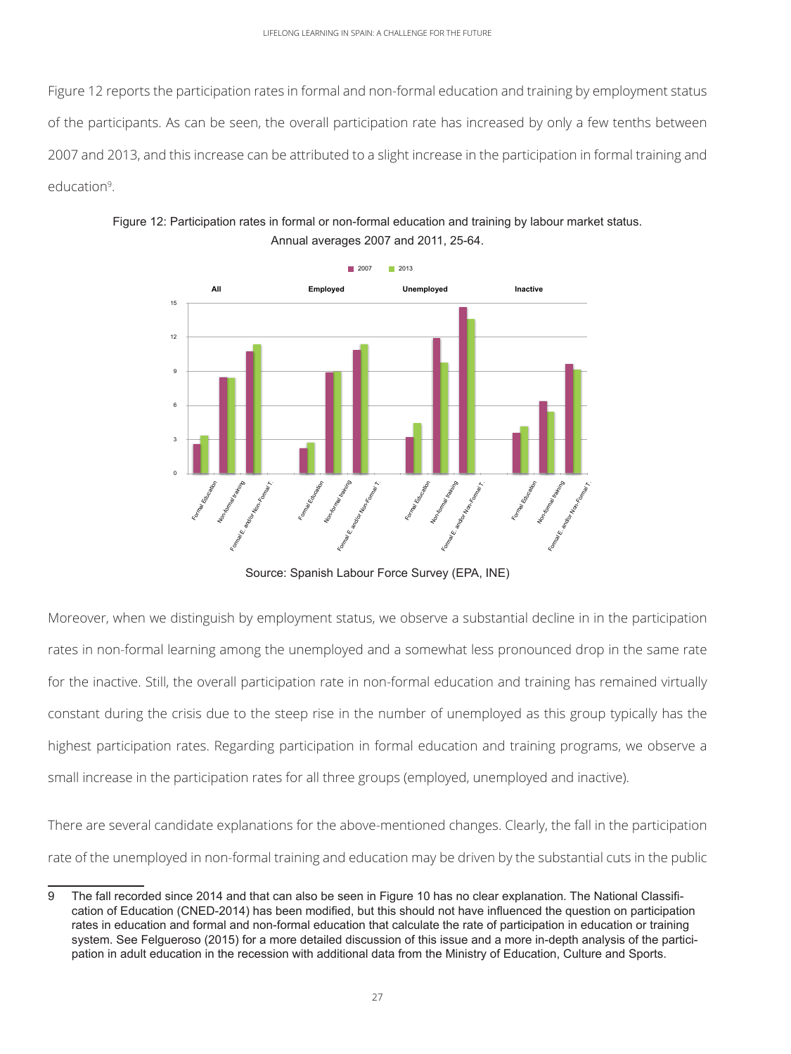Figure 12 reports the participation rates in formal and non-formal education and training by employment status of the participants. As can be seen, the overall participation rate has increased by only a few tenths between 2007 and 2013, and this increase can be attributed to a slight increase in the participation in formal training and education[9].

Figure 12: Participation rates in formal or non-formal education and training by labour market status. Annual averages 2007 and 2011, 25-64.

Source: Spanish Labour Force Survey (EPA, INE)

Moreover, when we distinguish by employment status, we observe a substantial decline in in the participation rates in non-formal learning among the unemployed and a somewhat less pronounced drop in the same rate for the inactive. Still, the overall participation rate in non-formal education and training has remained virtually constant during the crisis due to the steep rise in the number of unemployed as this group typically has the highest participation rates. Regarding participation in formal education and training programs, we observe a small increase in the participation rates for all three groups (employed, unemployed and inactive).

There are several candidate explanations for the above-mentioned changes. Clearly, the fall in the participation rate of the unemployed in non-formal training and education may be driven by the substantial cuts in the public

9 The fall recorded since 2014 and that can also be seen in Figure 10 has no clear explanation. The National Classification of Education (CNED-2014) has been modified, but this should not have influenced the question on participation rates in education and formal and non-formal education that calculate the rate of participation in education or training system. See Felgueroso (2015) for a more detailed discussion of this issue and a more in-depth analysis of the participation in adult education in the recession with additional data from the Ministry of Education, Culture and Sports.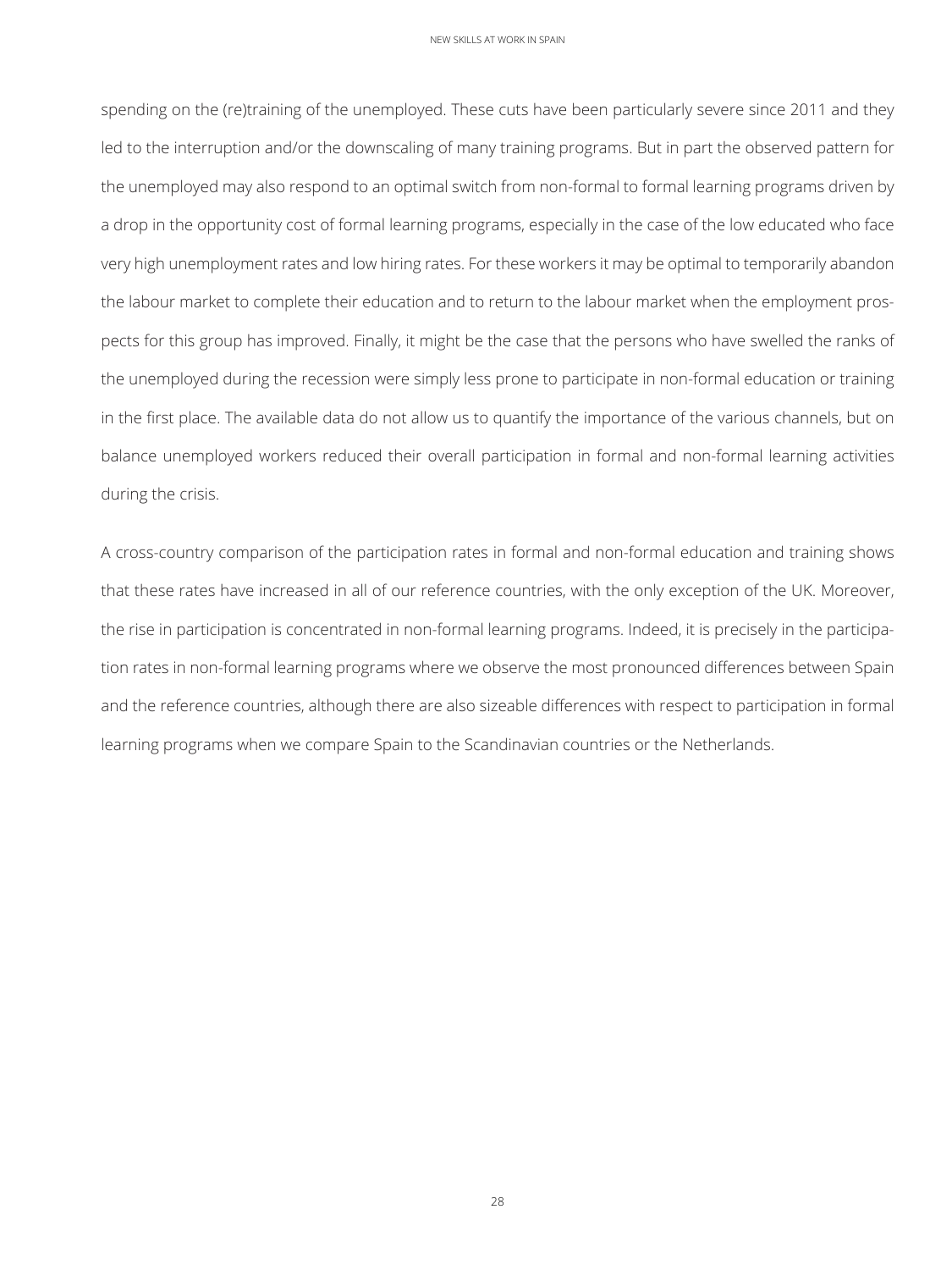spending on the (re)training of the unemployed. These cuts have been particularly severe since 2011 and they led to the interruption and/or the downscaling of many training programs. But in part the observed pattern for the unemployed may also respond to an optimal switch from non-formal to formal learning programs driven by a drop in the opportunity cost of formal learning programs, especially in the case of the low educated who face very high unemployment rates and low hiring rates. For these workers it may be optimal to temporarily abandon the labour market to complete their education and to return to the labour market when the employment prospects for this group has improved. Finally, it might be the case that the persons who have swelled the ranks of the unemployed during the recession were simply less prone to participate in non-formal education or training in the first place. The available data do not allow us to quantify the importance of the various channels, but on balance unemployed workers reduced their overall participation in formal and non-formal learning activities during the crisis.

A cross-country comparison of the participation rates in formal and non-formal education and training shows that these rates have increased in all of our reference countries, with the only exception of the UK. Moreover, the rise in participation is concentrated in non-formal learning programs. Indeed, it is precisely in the participation rates in non-formal learning programs where we observe the most pronounced differences between Spain and the reference countries, although there are also sizeable differences with respect to participation in formal learning programs when we compare Spain to the Scandinavian countries or the Netherlands.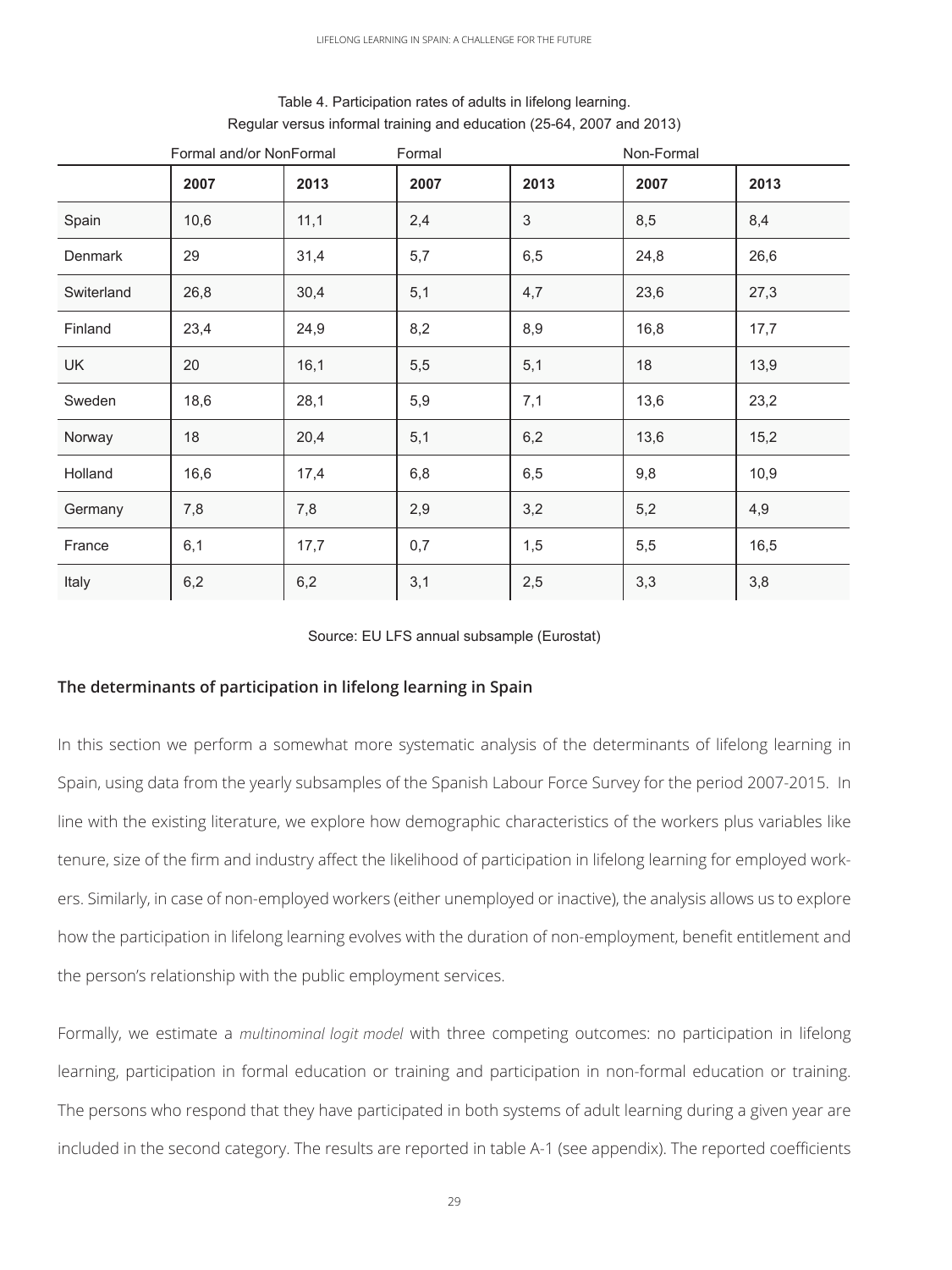Table 4. Participation rates of adults in lifelong learning.
Regular versus informal training and education (25-64, 2007 and 2013)

| | Formal and/or NonFormal | | Formal | | Non-Formal | |
|---|---|---|---|---|---|---|
| | 2007 | 2013 | 2007 | 2013 | 2007 | 2013 |
| Spain | 10,6 | 11,1 | 2,4 | 3 | 8,5 | 8,4 |
| Denmark | 29 | 31,4 | 5,7 | 6,5 | 24,8 | 26,6 |
| Switerland | 26,8 | 30,4 | 5,1 | 4,7 | 23,6 | 27,3 |
| Finland | 23,4 | 24,9 | 8,2 | 8,9 | 16,8 | 17,7 |
| UK | 20 | 16,1 | 5,5 | 5,1 | 18 | 13,9 |
| Sweden | 18,6 | 28,1 | 5,9 | 7,1 | 13,6 | 23,2 |
| Norway | 18 | 20,4 | 5,1 | 6,2 | 13,6 | 15,2 |
| Holland | 16,6 | 17,4 | 6,8 | 6,5 | 9,8 | 10,9 |
| Germany | 7,8 | 7,8 | 2,9 | 3,2 | 5,2 | 4,9 |
| France | 6,1 | 17,7 | 0,7 | 1,5 | 5,5 | 16,5 |
| Italy | 6,2 | 6,2 | 3,1 | 2,5 | 3,3 | 3,8 |

Source: EU LFS annual subsample (Eurostat)

### The determinants of participation in lifelong learning in Spain

In this section we perform a somewhat more systematic analysis of the determinants of lifelong learning in Spain, using data from the yearly subsamples of the Spanish Labour Force Survey for the period 2007-2015. In line with the existing literature, we explore how demographic characteristics of the workers plus variables like tenure, size of the firm and industry affect the likelihood of participation in lifelong learning for employed workers. Similarly, in case of non-employed workers (either unemployed or inactive), the analysis allows us to explore how the participation in lifelong learning evolves with the duration of non-employment, benefit entitlement and the person's relationship with the public employment services.

Formally, we estimate a *multinominal logit model* with three competing outcomes: no participation in lifelong learning, participation in formal education or training and participation in non-formal education or training. The persons who respond that they have participated in both systems of adult learning during a given year are included in the second category. The results are reported in table A-1 (see appendix). The reported coefficients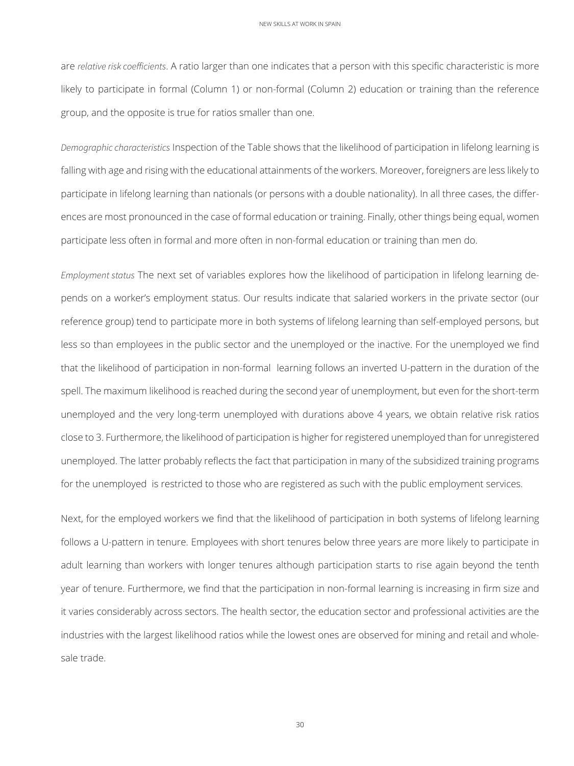are *relative risk coefficients*. A ratio larger than one indicates that a person with this specific characteristic is more likely to participate in formal (Column 1) or non-formal (Column 2) education or training than the reference group, and the opposite is true for ratios smaller than one.

*Demographic characteristics* Inspection of the Table shows that the likelihood of participation in lifelong learning is falling with age and rising with the educational attainments of the workers. Moreover, foreigners are less likely to participate in lifelong learning than nationals (or persons with a double nationality). In all three cases, the differences are most pronounced in the case of formal education or training. Finally, other things being equal, women participate less often in formal and more often in non-formal education or training than men do.

*Employment status* The next set of variables explores how the likelihood of participation in lifelong learning depends on a worker's employment status. Our results indicate that salaried workers in the private sector (our reference group) tend to participate more in both systems of lifelong learning than self-employed persons, but less so than employees in the public sector and the unemployed or the inactive. For the unemployed we find that the likelihood of participation in non-formal learning follows an inverted U-pattern in the duration of the spell. The maximum likelihood is reached during the second year of unemployment, but even for the short-term unemployed and the very long-term unemployed with durations above 4 years, we obtain relative risk ratios close to 3. Furthermore, the likelihood of participation is higher for registered unemployed than for unregistered unemployed. The latter probably reflects the fact that participation in many of the subsidized training programs for the unemployed is restricted to those who are registered as such with the public employment services.

Next, for the employed workers we find that the likelihood of participation in both systems of lifelong learning follows a U-pattern in tenure. Employees with short tenures below three years are more likely to participate in adult learning than workers with longer tenures although participation starts to rise again beyond the tenth year of tenure. Furthermore, we find that the participation in non-formal learning is increasing in firm size and it varies considerably across sectors. The health sector, the education sector and professional activities are the industries with the largest likelihood ratios while the lowest ones are observed for mining and retail and wholesale trade.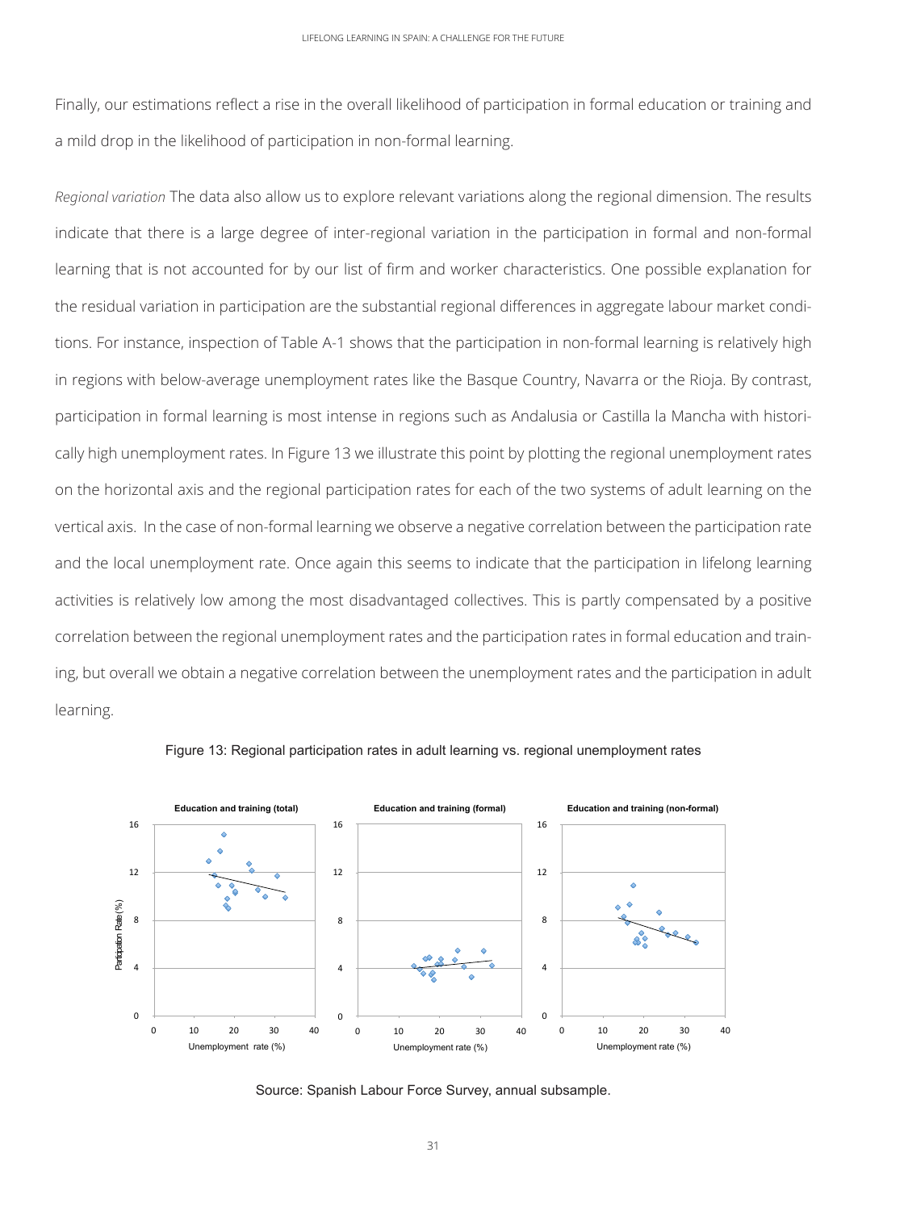Finally, our estimations reflect a rise in the overall likelihood of participation in formal education or training and a mild drop in the likelihood of participation in non-formal learning.

*Regional variation* The data also allow us to explore relevant variations along the regional dimension. The results indicate that there is a large degree of inter-regional variation in the participation in formal and non-formal learning that is not accounted for by our list of firm and worker characteristics. One possible explanation for the residual variation in participation are the substantial regional differences in aggregate labour market conditions. For instance, inspection of Table A-1 shows that the participation in non-formal learning is relatively high in regions with below-average unemployment rates like the Basque Country, Navarra or the Rioja. By contrast, participation in formal learning is most intense in regions such as Andalusia or Castilla la Mancha with historically high unemployment rates. In Figure 13 we illustrate this point by plotting the regional unemployment rates on the horizontal axis and the regional participation rates for each of the two systems of adult learning on the vertical axis. In the case of non-formal learning we observe a negative correlation between the participation rate and the local unemployment rate. Once again this seems to indicate that the participation in lifelong learning activities is relatively low among the most disadvantaged collectives. This is partly compensated by a positive correlation between the regional unemployment rates and the participation rates in formal education and training, but overall we obtain a negative correlation between the unemployment rates and the participation in adult learning.

Figure 13: Regional participation rates in adult learning vs. regional unemployment rates

Source: Spanish Labour Force Survey, annual subsample.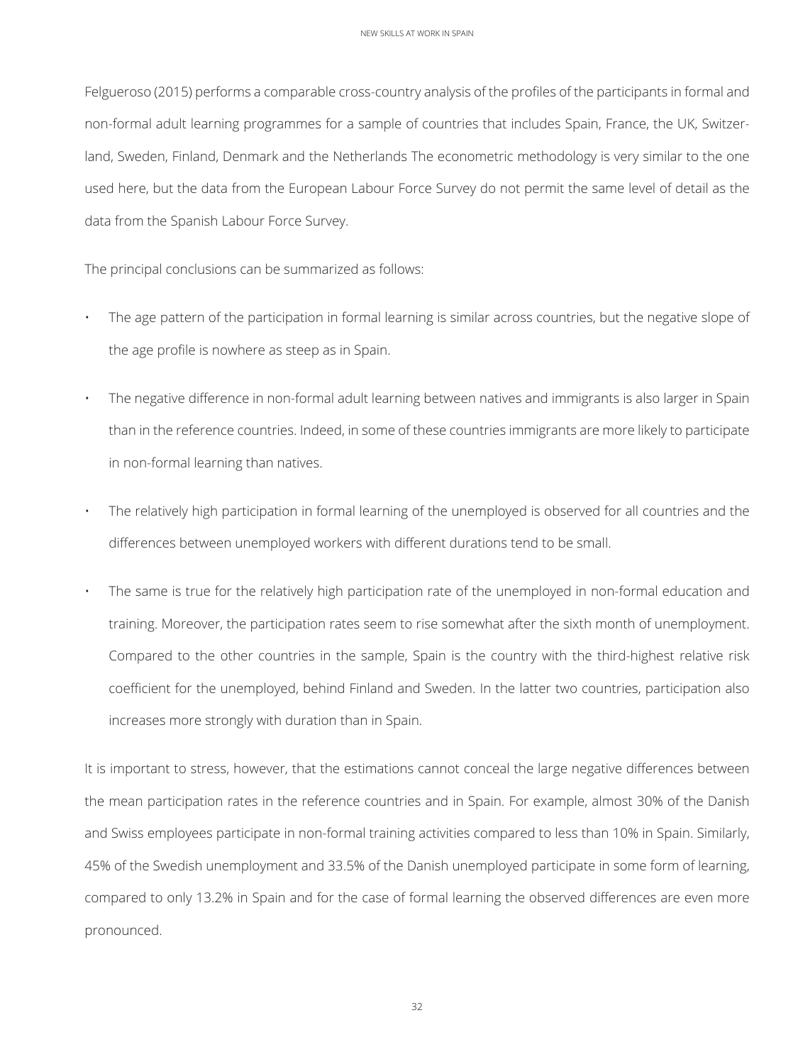Felgueroso (2015) performs a comparable cross-country analysis of the profiles of the participants in formal and non-formal adult learning programmes for a sample of countries that includes Spain, France, the UK, Switzerland, Sweden, Finland, Denmark and the Netherlands The econometric methodology is very similar to the one used here, but the data from the European Labour Force Survey do not permit the same level of detail as the data from the Spanish Labour Force Survey.

The principal conclusions can be summarized as follows:

- The age pattern of the participation in formal learning is similar across countries, but the negative slope of the age profile is nowhere as steep as in Spain.
- The negative difference in non-formal adult learning between natives and immigrants is also larger in Spain than in the reference countries. Indeed, in some of these countries immigrants are more likely to participate in non-formal learning than natives.
- The relatively high participation in formal learning of the unemployed is observed for all countries and the differences between unemployed workers with different durations tend to be small.
- The same is true for the relatively high participation rate of the unemployed in non-formal education and training. Moreover, the participation rates seem to rise somewhat after the sixth month of unemployment. Compared to the other countries in the sample, Spain is the country with the third-highest relative risk coefficient for the unemployed, behind Finland and Sweden. In the latter two countries, participation also increases more strongly with duration than in Spain.

It is important to stress, however, that the estimations cannot conceal the large negative differences between the mean participation rates in the reference countries and in Spain. For example, almost 30% of the Danish and Swiss employees participate in non-formal training activities compared to less than 10% in Spain. Similarly, 45% of the Swedish unemployment and 33.5% of the Danish unemployed participate in some form of learning, compared to only 13.2% in Spain and for the case of formal learning the observed differences are even more pronounced.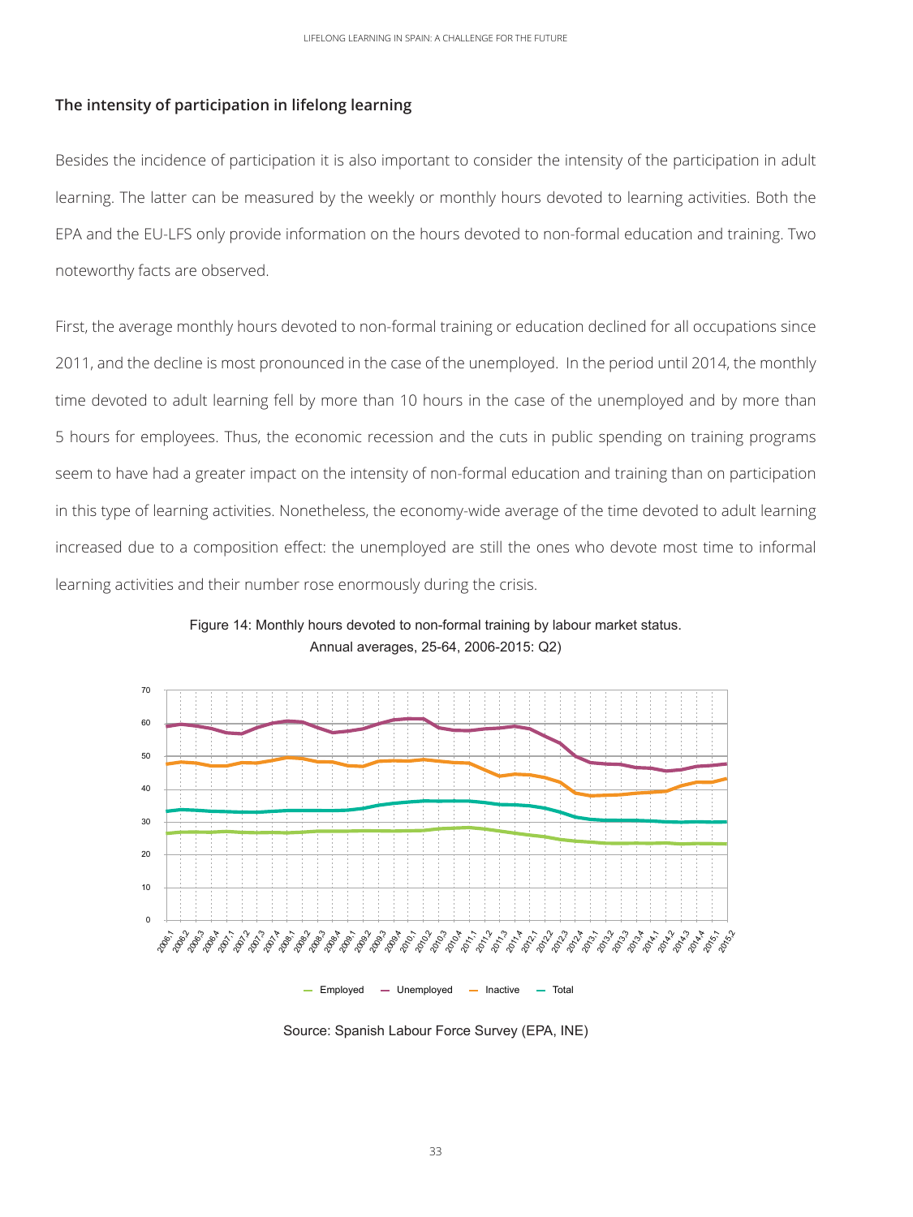## The intensity of participation in lifelong learning

Besides the incidence of participation it is also important to consider the intensity of the participation in adult learning. The latter can be measured by the weekly or monthly hours devoted to learning activities. Both the EPA and the EU-LFS only provide information on the hours devoted to non-formal education and training. Two noteworthy facts are observed.

First, the average monthly hours devoted to non-formal training or education declined for all occupations since 2011, and the decline is most pronounced in the case of the unemployed. In the period until 2014, the monthly time devoted to adult learning fell by more than 10 hours in the case of the unemployed and by more than 5 hours for employees. Thus, the economic recession and the cuts in public spending on training programs seem to have had a greater impact on the intensity of non-formal education and training than on participation in this type of learning activities. Nonetheless, the economy-wide average of the time devoted to adult learning increased due to a composition effect: the unemployed are still the ones who devote most time to informal learning activities and their number rose enormously during the crisis.

Figure 14: Monthly hours devoted to non-formal training by labour market status. Annual averages, 25-64, 2006-2015: Q2)

Source: Spanish Labour Force Survey (EPA, INE)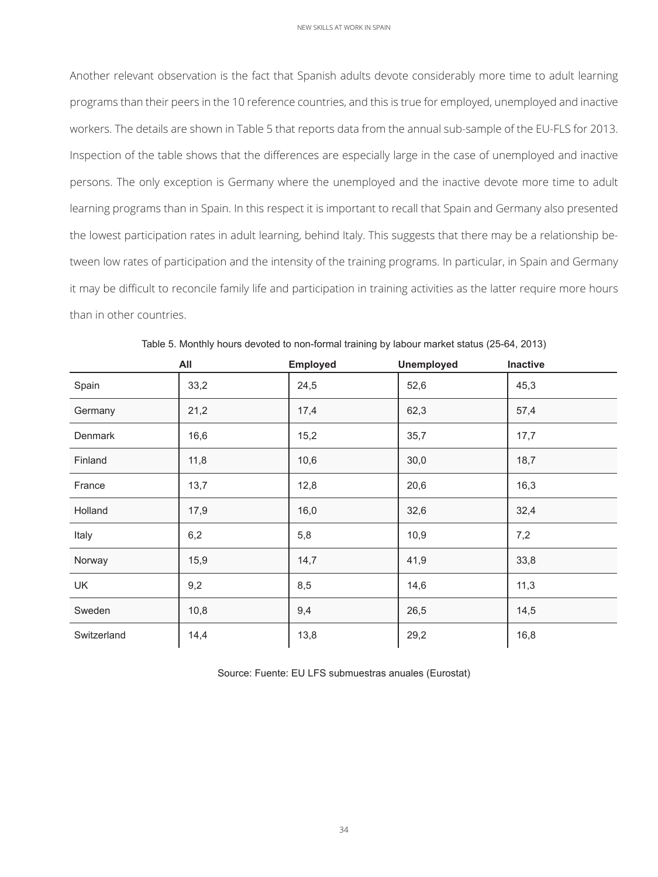Another relevant observation is the fact that Spanish adults devote considerably more time to adult learning programs than their peers in the 10 reference countries, and this is true for employed, unemployed and inactive workers. The details are shown in Table 5 that reports data from the annual sub-sample of the EU-FLS for 2013. Inspection of the table shows that the differences are especially large in the case of unemployed and inactive persons. The only exception is Germany where the unemployed and the inactive devote more time to adult learning programs than in Spain. In this respect it is important to recall that Spain and Germany also presented the lowest participation rates in adult learning, behind Italy. This suggests that there may be a relationship between low rates of participation and the intensity of the training programs. In particular, in Spain and Germany it may be difficult to reconcile family life and participation in training activities as the latter require more hours than in other countries.

Table 5. Monthly hours devoted to non-formal training by labour market status (25-64, 2013)

| | All | Employed | Unemployed | Inactive |
|---|---|---|---|---|
| Spain | 33,2 | 24,5 | 52,6 | 45,3 |
| Germany | 21,2 | 17,4 | 62,3 | 57,4 |
| Denmark | 16,6 | 15,2 | 35,7 | 17,7 |
| Finland | 11,8 | 10,6 | 30,0 | 18,7 |
| France | 13,7 | 12,8 | 20,6 | 16,3 |
| Holland | 17,9 | 16,0 | 32,6 | 32,4 |
| Italy | 6,2 | 5,8 | 10,9 | 7,2 |
| Norway | 15,9 | 14,7 | 41,9 | 33,8 |
| UK | 9,2 | 8,5 | 14,6 | 11,3 |
| Sweden | 10,8 | 9,4 | 26,5 | 14,5 |
| Switzerland | 14,4 | 13,8 | 29,2 | 16,8 |

Source: Fuente: EU LFS submuestras anuales (Eurostat)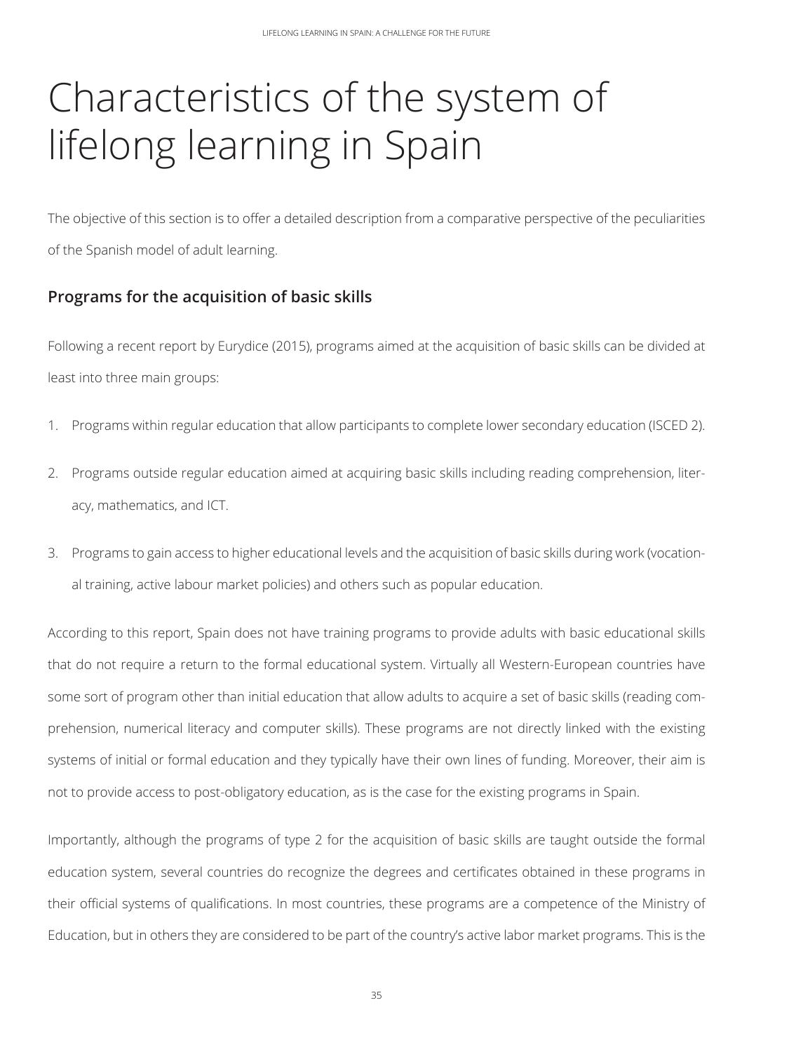# Characteristics of the system of lifelong learning in Spain

The objective of this section is to offer a detailed description from a comparative perspective of the peculiarities of the Spanish model of adult learning.

## Programs for the acquisition of basic skills

Following a recent report by Eurydice (2015), programs aimed at the acquisition of basic skills can be divided at least into three main groups:

1. Programs within regular education that allow participants to complete lower secondary education (ISCED 2).
2. Programs outside regular education aimed at acquiring basic skills including reading comprehension, literacy, mathematics, and ICT.
3. Programs to gain access to higher educational levels and the acquisition of basic skills during work (vocational training, active labour market policies) and others such as popular education.

According to this report, Spain does not have training programs to provide adults with basic educational skills that do not require a return to the formal educational system. Virtually all Western-European countries have some sort of program other than initial education that allow adults to acquire a set of basic skills (reading comprehension, numerical literacy and computer skills). These programs are not directly linked with the existing systems of initial or formal education and they typically have their own lines of funding. Moreover, their aim is not to provide access to post-obligatory education, as is the case for the existing programs in Spain.

Importantly, although the programs of type 2 for the acquisition of basic skills are taught outside the formal education system, several countries do recognize the degrees and certificates obtained in these programs in their official systems of qualifications. In most countries, these programs are a competence of the Ministry of Education, but in others they are considered to be part of the country's active labor market programs. This is the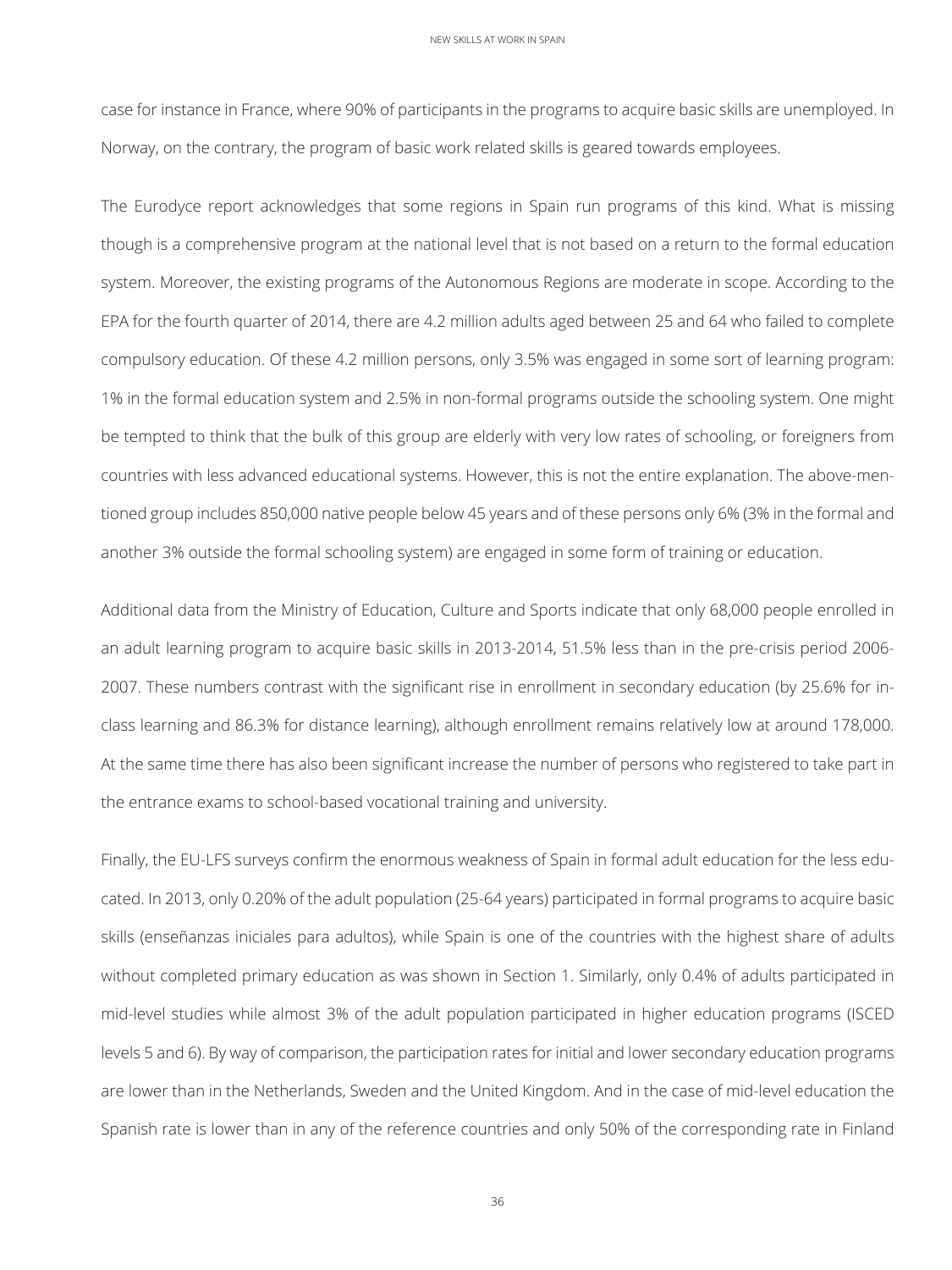case for instance in France, where 90% of participants in the programs to acquire basic skills are unemployed. In Norway, on the contrary, the program of basic work related skills is geared towards employees.

The Eurodyce report acknowledges that some regions in Spain run programs of this kind. What is missing though is a comprehensive program at the national level that is not based on a return to the formal education system. Moreover, the existing programs of the Autonomous Regions are moderate in scope. According to the EPA for the fourth quarter of 2014, there are 4.2 million adults aged between 25 and 64 who failed to complete compulsory education. Of these 4.2 million persons, only 3.5% was engaged in some sort of learning program: 1% in the formal education system and 2.5% in non-formal programs outside the schooling system. One might be tempted to think that the bulk of this group are elderly with very low rates of schooling, or foreigners from countries with less advanced educational systems. However, this is not the entire explanation. The above-mentioned group includes 850,000 native people below 45 years and of these persons only 6% (3% in the formal and another 3% outside the formal schooling system) are engaged in some form of training or education.

Additional data from the Ministry of Education, Culture and Sports indicate that only 68,000 people enrolled in an adult learning program to acquire basic skills in 2013-2014, 51.5% less than in the pre-crisis period 2006-2007. These numbers contrast with the significant rise in enrollment in secondary education (by 25.6% for in-class learning and 86.3% for distance learning), although enrollment remains relatively low at around 178,000. At the same time there has also been significant increase the number of persons who registered to take part in the entrance exams to school-based vocational training and university.

Finally, the EU-LFS surveys confirm the enormous weakness of Spain in formal adult education for the less educated. In 2013, only 0.20% of the adult population (25-64 years) participated in formal programs to acquire basic skills (enseñanzas iniciales para adultos), while Spain is one of the countries with the highest share of adults without completed primary education as was shown in Section 1. Similarly, only 0.4% of adults participated in mid-level studies while almost 3% of the adult population participated in higher education programs (ISCED levels 5 and 6). By way of comparison, the participation rates for initial and lower secondary education programs are lower than in the Netherlands, Sweden and the United Kingdom. And in the case of mid-level education the Spanish rate is lower than in any of the reference countries and only 50% of the corresponding rate in Finland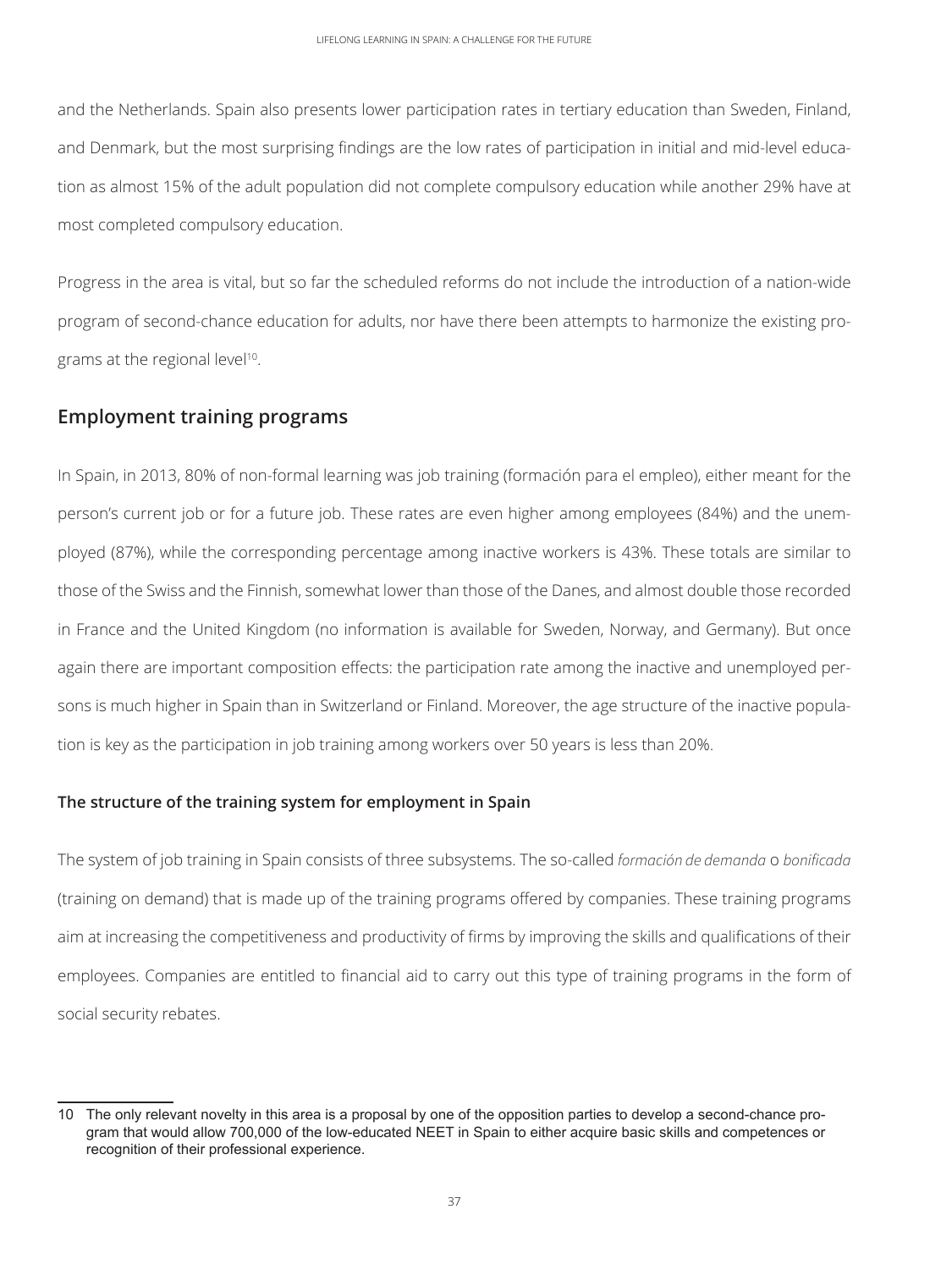and the Netherlands. Spain also presents lower participation rates in tertiary education than Sweden, Finland, and Denmark, but the most surprising findings are the low rates of participation in initial and mid-level education as almost 15% of the adult population did not complete compulsory education while another 29% have at most completed compulsory education.

Progress in the area is vital, but so far the scheduled reforms do not include the introduction of a nation-wide program of second-chance education for adults, nor have there been attempts to harmonize the existing programs at the regional level[10].

## Employment training programs

In Spain, in 2013, 80% of non-formal learning was job training (formación para el empleo), either meant for the person's current job or for a future job. These rates are even higher among employees (84%) and the unemployed (87%), while the corresponding percentage among inactive workers is 43%. These totals are similar to those of the Swiss and the Finnish, somewhat lower than those of the Danes, and almost double those recorded in France and the United Kingdom (no information is available for Sweden, Norway, and Germany). But once again there are important composition effects: the participation rate among the inactive and unemployed persons is much higher in Spain than in Switzerland or Finland. Moreover, the age structure of the inactive population is key as the participation in job training among workers over 50 years is less than 20%.

### The structure of the training system for employment in Spain

The system of job training in Spain consists of three subsystems. The so-called *formación de demanda* o *bonificada* (training on demand) that is made up of the training programs offered by companies. These training programs aim at increasing the competitiveness and productivity of firms by improving the skills and qualifications of their employees. Companies are entitled to financial aid to carry out this type of training programs in the form of social security rebates.

---

10 The only relevant novelty in this area is a proposal by one of the opposition parties to develop a second-chance program that would allow 700,000 of the low-educated NEET in Spain to either acquire basic skills and competences or recognition of their professional experience.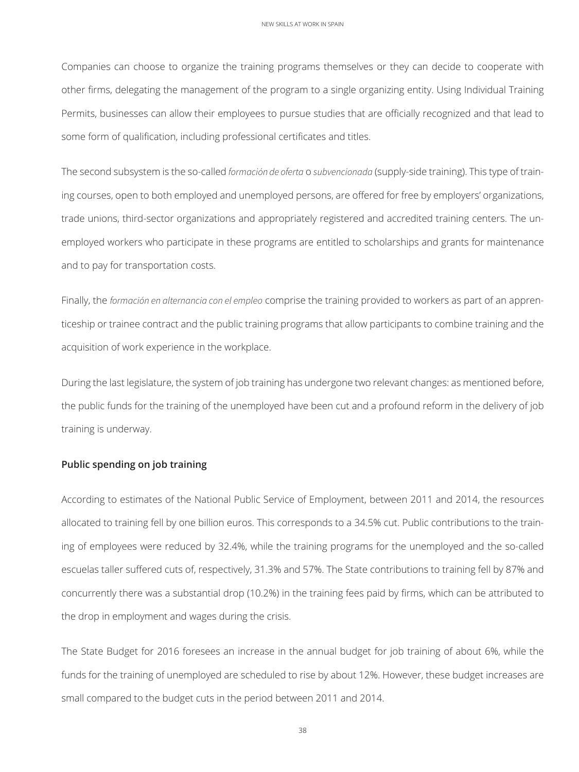Companies can choose to organize the training programs themselves or they can decide to cooperate with other firms, delegating the management of the program to a single organizing entity. Using Individual Training Permits, businesses can allow their employees to pursue studies that are officially recognized and that lead to some form of qualification, including professional certificates and titles.

The second subsystem is the so-called *formación de oferta* o *subvencionada* (supply-side training). This type of training courses, open to both employed and unemployed persons, are offered for free by employers' organizations, trade unions, third-sector organizations and appropriately registered and accredited training centers. The unemployed workers who participate in these programs are entitled to scholarships and grants for maintenance and to pay for transportation costs.

Finally, the *formación en alternancia con el empleo* comprise the training provided to workers as part of an apprenticeship or trainee contract and the public training programs that allow participants to combine training and the acquisition of work experience in the workplace.

During the last legislature, the system of job training has undergone two relevant changes: as mentioned before, the public funds for the training of the unemployed have been cut and a profound reform in the delivery of job training is underway.

**Public spending on job training**

According to estimates of the National Public Service of Employment, between 2011 and 2014, the resources allocated to training fell by one billion euros. This corresponds to a 34.5% cut. Public contributions to the training of employees were reduced by 32.4%, while the training programs for the unemployed and the so-called escuelas taller suffered cuts of, respectively, 31.3% and 57%. The State contributions to training fell by 87% and concurrently there was a substantial drop (10.2%) in the training fees paid by firms, which can be attributed to the drop in employment and wages during the crisis.

The State Budget for 2016 foresees an increase in the annual budget for job training of about 6%, while the funds for the training of unemployed are scheduled to rise by about 12%. However, these budget increases are small compared to the budget cuts in the period between 2011 and 2014.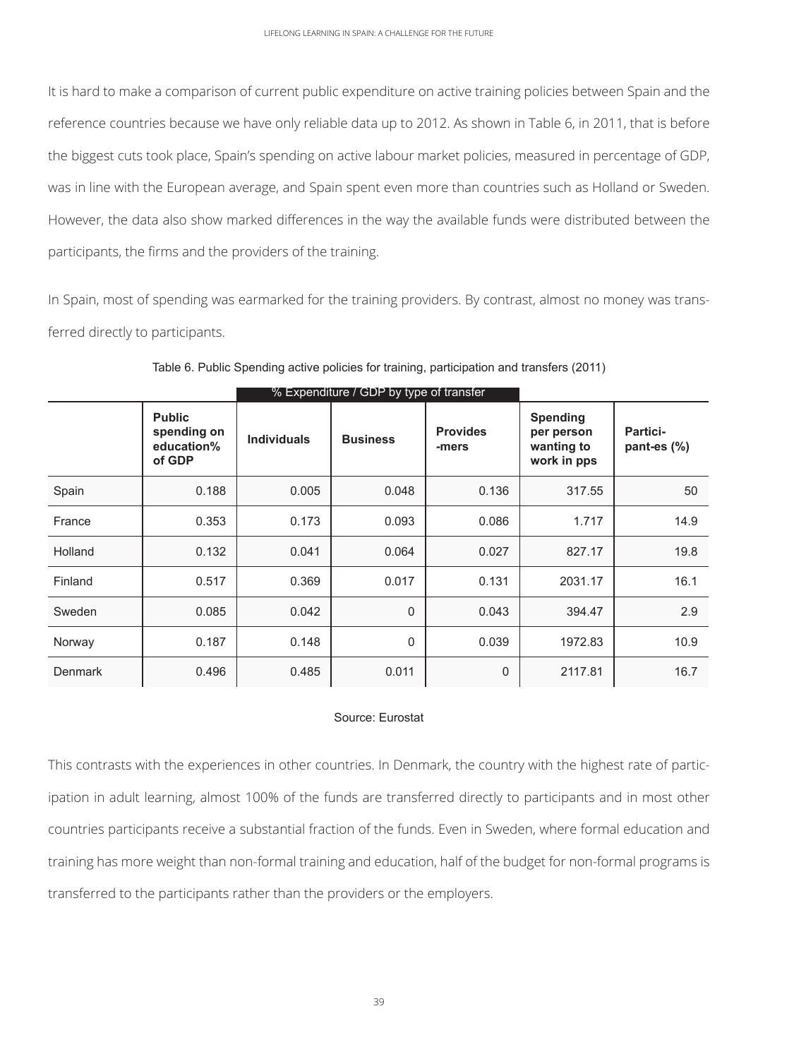It is hard to make a comparison of current public expenditure on active training policies between Spain and the reference countries because we have only reliable data up to 2012. As shown in Table 6, in 2011, that is before the biggest cuts took place, Spain's spending on active labour market policies, measured in percentage of GDP, was in line with the European average, and Spain spent even more than countries such as Holland or Sweden. However, the data also show marked differences in the way the available funds were distributed between the participants, the firms and the providers of the training.

In Spain, most of spending was earmarked for the training providers. By contrast, almost no money was transferred directly to participants.

Table 6. Public Spending active policies for training, participation and transfers (2011)

| | | % Expenditure / GDP by type of transfer | | | | |
|---|---|---|---|---|---|---|
| | **Public spending on education% of GDP** | **Individuals** | **Business** | **Provides -mers** | **Spending per person wanting to work in pps** | **Partici-pant-es (%)** |
| Spain | 0.188 | 0.005 | 0.048 | 0.136 | 317.55 | 50 |
| France | 0.353 | 0.173 | 0.093 | 0.086 | 1.717 | 14.9 |
| Holland | 0.132 | 0.041 | 0.064 | 0.027 | 827.17 | 19.8 |
| Finland | 0.517 | 0.369 | 0.017 | 0.131 | 2031.17 | 16.1 |
| Sweden | 0.085 | 0.042 | 0 | 0.043 | 394.47 | 2.9 |
| Norway | 0.187 | 0.148 | 0 | 0.039 | 1972.83 | 10.9 |
| Denmark | 0.496 | 0.485 | 0.011 | 0 | 2117.81 | 16.7 |

Source: Eurostat

This contrasts with the experiences in other countries. In Denmark, the country with the highest rate of participation in adult learning, almost 100% of the funds are transferred directly to participants and in most other countries participants receive a substantial fraction of the funds. Even in Sweden, where formal education and training has more weight than non-formal training and education, half of the budget for non-formal programs is transferred to the participants rather than the providers or the employers.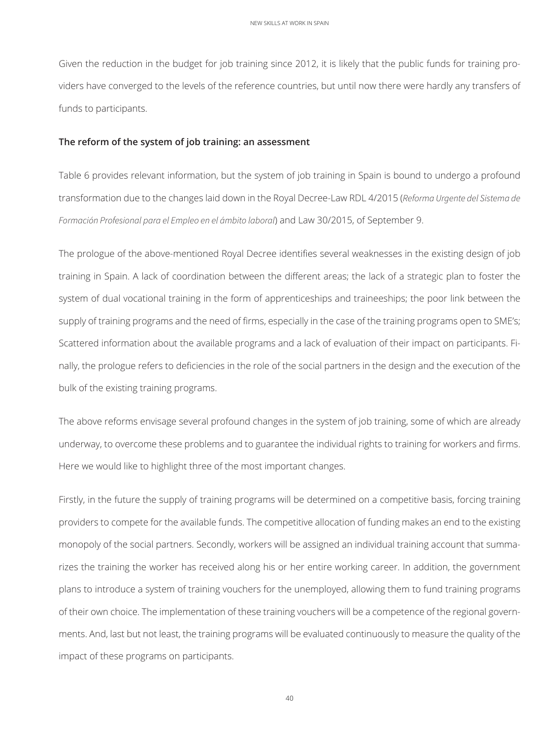Given the reduction in the budget for job training since 2012, it is likely that the public funds for training providers have converged to the levels of the reference countries, but until now there were hardly any transfers of funds to participants.

**The reform of the system of job training: an assessment**

Table 6 provides relevant information, but the system of job training in Spain is bound to undergo a profound transformation due to the changes laid down in the Royal Decree-Law RDL 4/2015 (*Reforma Urgente del Sistema de Formación Profesional para el Empleo en el ámbito laboral*) and Law 30/2015, of September 9.

The prologue of the above-mentioned Royal Decree identifies several weaknesses in the existing design of job training in Spain. A lack of coordination between the different areas; the lack of a strategic plan to foster the system of dual vocational training in the form of apprenticeships and traineeships; the poor link between the supply of training programs and the need of firms, especially in the case of the training programs open to SME's; Scattered information about the available programs and a lack of evaluation of their impact on participants. Finally, the prologue refers to deficiencies in the role of the social partners in the design and the execution of the bulk of the existing training programs.

The above reforms envisage several profound changes in the system of job training, some of which are already underway, to overcome these problems and to guarantee the individual rights to training for workers and firms. Here we would like to highlight three of the most important changes.

Firstly, in the future the supply of training programs will be determined on a competitive basis, forcing training providers to compete for the available funds. The competitive allocation of funding makes an end to the existing monopoly of the social partners. Secondly, workers will be assigned an individual training account that summarizes the training the worker has received along his or her entire working career. In addition, the government plans to introduce a system of training vouchers for the unemployed, allowing them to fund training programs of their own choice. The implementation of these training vouchers will be a competence of the regional governments. And, last but not least, the training programs will be evaluated continuously to measure the quality of the impact of these programs on participants.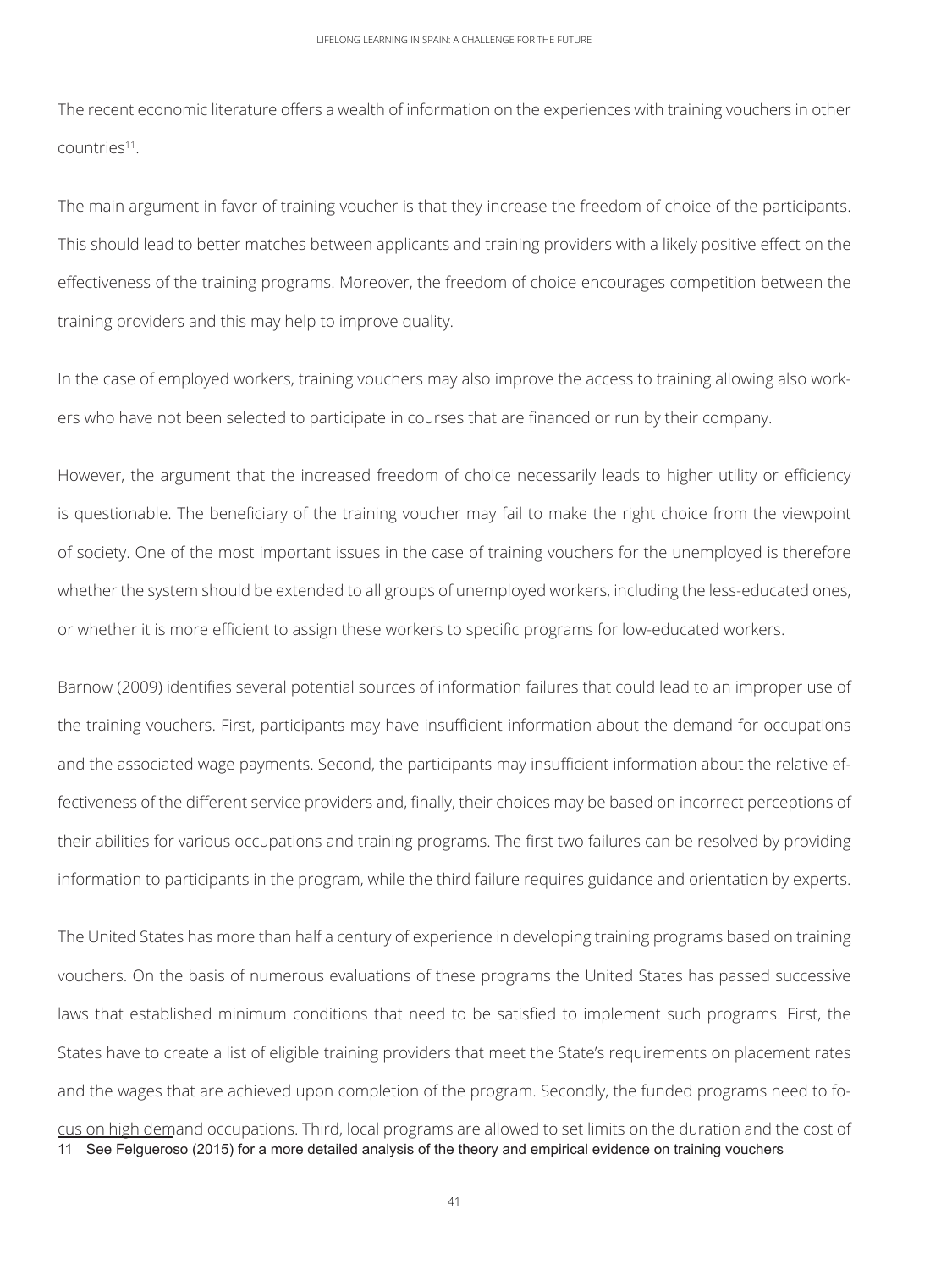The recent economic literature offers a wealth of information on the experiences with training vouchers in other countries[11].

The main argument in favor of training voucher is that they increase the freedom of choice of the participants. This should lead to better matches between applicants and training providers with a likely positive effect on the effectiveness of the training programs. Moreover, the freedom of choice encourages competition between the training providers and this may help to improve quality.

In the case of employed workers, training vouchers may also improve the access to training allowing also workers who have not been selected to participate in courses that are financed or run by their company.

However, the argument that the increased freedom of choice necessarily leads to higher utility or efficiency is questionable. The beneficiary of the training voucher may fail to make the right choice from the viewpoint of society. One of the most important issues in the case of training vouchers for the unemployed is therefore whether the system should be extended to all groups of unemployed workers, including the less-educated ones, or whether it is more efficient to assign these workers to specific programs for low-educated workers.

Barnow (2009) identifies several potential sources of information failures that could lead to an improper use of the training vouchers. First, participants may have insufficient information about the demand for occupations and the associated wage payments. Second, the participants may insufficient information about the relative effectiveness of the different service providers and, finally, their choices may be based on incorrect perceptions of their abilities for various occupations and training programs. The first two failures can be resolved by providing information to participants in the program, while the third failure requires guidance and orientation by experts.

The United States has more than half a century of experience in developing training programs based on training vouchers. On the basis of numerous evaluations of these programs the United States has passed successive laws that established minimum conditions that need to be satisfied to implement such programs. First, the States have to create a list of eligible training providers that meet the State's requirements on placement rates and the wages that are achieved upon completion of the program. Secondly, the funded programs need to focus on high demand occupations. Third, local programs are allowed to set limits on the duration and the cost of

11 See Felgueroso (2015) for a more detailed analysis of the theory and empirical evidence on training vouchers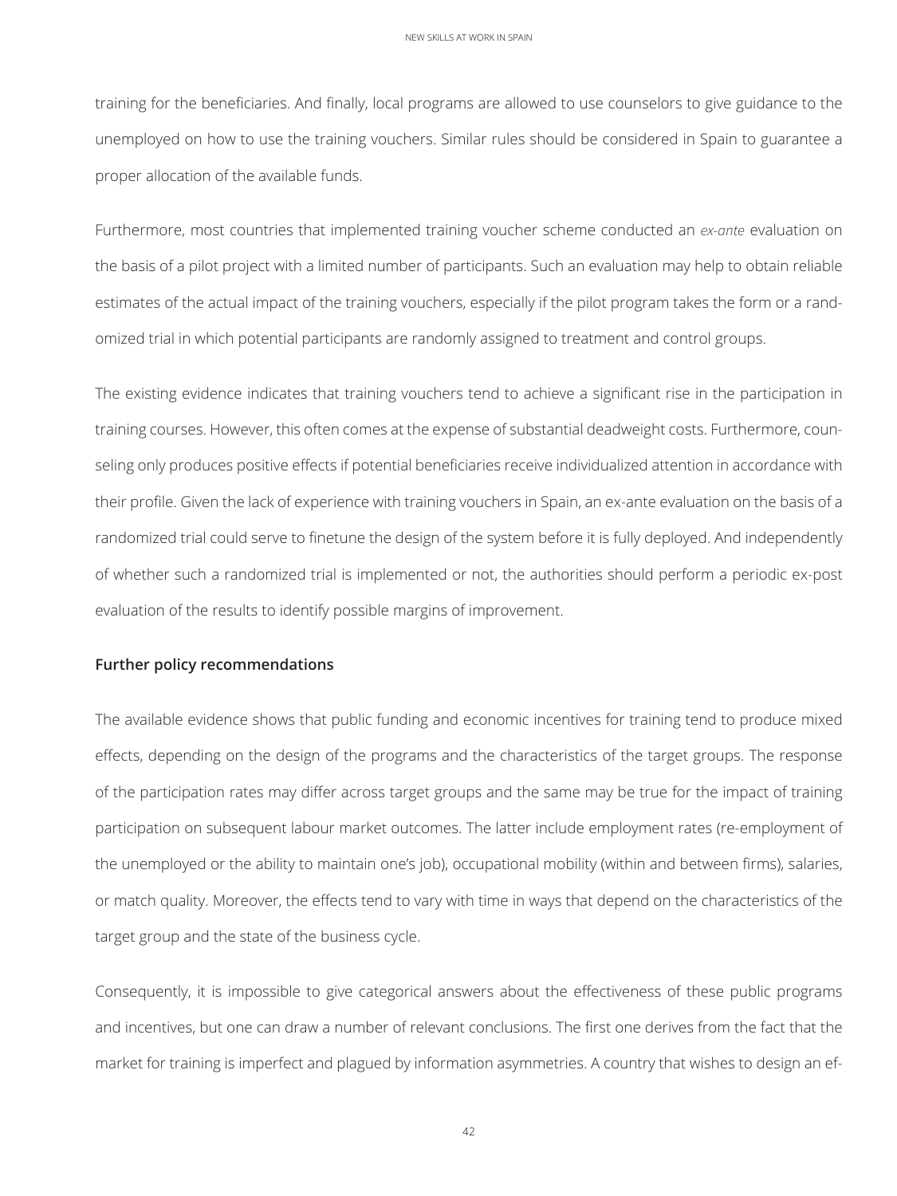training for the beneficiaries. And finally, local programs are allowed to use counselors to give guidance to the unemployed on how to use the training vouchers. Similar rules should be considered in Spain to guarantee a proper allocation of the available funds.

Furthermore, most countries that implemented training voucher scheme conducted an *ex-ante* evaluation on the basis of a pilot project with a limited number of participants. Such an evaluation may help to obtain reliable estimates of the actual impact of the training vouchers, especially if the pilot program takes the form or a randomized trial in which potential participants are randomly assigned to treatment and control groups.

The existing evidence indicates that training vouchers tend to achieve a significant rise in the participation in training courses. However, this often comes at the expense of substantial deadweight costs. Furthermore, counseling only produces positive effects if potential beneficiaries receive individualized attention in accordance with their profile. Given the lack of experience with training vouchers in Spain, an ex-ante evaluation on the basis of a randomized trial could serve to finetune the design of the system before it is fully deployed. And independently of whether such a randomized trial is implemented or not, the authorities should perform a periodic ex-post evaluation of the results to identify possible margins of improvement.

**Further policy recommendations**

The available evidence shows that public funding and economic incentives for training tend to produce mixed effects, depending on the design of the programs and the characteristics of the target groups. The response of the participation rates may differ across target groups and the same may be true for the impact of training participation on subsequent labour market outcomes. The latter include employment rates (re-employment of the unemployed or the ability to maintain one's job), occupational mobility (within and between firms), salaries, or match quality. Moreover, the effects tend to vary with time in ways that depend on the characteristics of the target group and the state of the business cycle.

Consequently, it is impossible to give categorical answers about the effectiveness of these public programs and incentives, but one can draw a number of relevant conclusions. The first one derives from the fact that the market for training is imperfect and plagued by information asymmetries. A country that wishes to design an ef-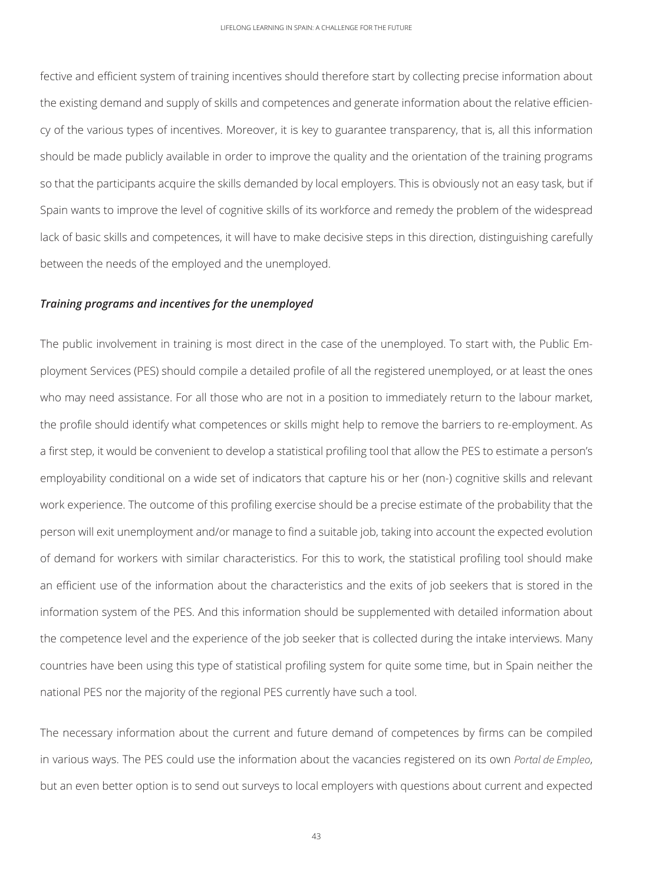fective and efficient system of training incentives should therefore start by collecting precise information about the existing demand and supply of skills and competences and generate information about the relative efficiency of the various types of incentives. Moreover, it is key to guarantee transparency, that is, all this information should be made publicly available in order to improve the quality and the orientation of the training programs so that the participants acquire the skills demanded by local employers. This is obviously not an easy task, but if Spain wants to improve the level of cognitive skills of its workforce and remedy the problem of the widespread lack of basic skills and competences, it will have to make decisive steps in this direction, distinguishing carefully between the needs of the employed and the unemployed.

***Training programs and incentives for the unemployed***

The public involvement in training is most direct in the case of the unemployed. To start with, the Public Employment Services (PES) should compile a detailed profile of all the registered unemployed, or at least the ones who may need assistance. For all those who are not in a position to immediately return to the labour market, the profile should identify what competences or skills might help to remove the barriers to re-employment. As a first step, it would be convenient to develop a statistical profiling tool that allow the PES to estimate a person's employability conditional on a wide set of indicators that capture his or her (non-) cognitive skills and relevant work experience. The outcome of this profiling exercise should be a precise estimate of the probability that the person will exit unemployment and/or manage to find a suitable job, taking into account the expected evolution of demand for workers with similar characteristics. For this to work, the statistical profiling tool should make an efficient use of the information about the characteristics and the exits of job seekers that is stored in the information system of the PES. And this information should be supplemented with detailed information about the competence level and the experience of the job seeker that is collected during the intake interviews. Many countries have been using this type of statistical profiling system for quite some time, but in Spain neither the national PES nor the majority of the regional PES currently have such a tool.

The necessary information about the current and future demand of competences by firms can be compiled in various ways. The PES could use the information about the vacancies registered on its own *Portal de Empleo*, but an even better option is to send out surveys to local employers with questions about current and expected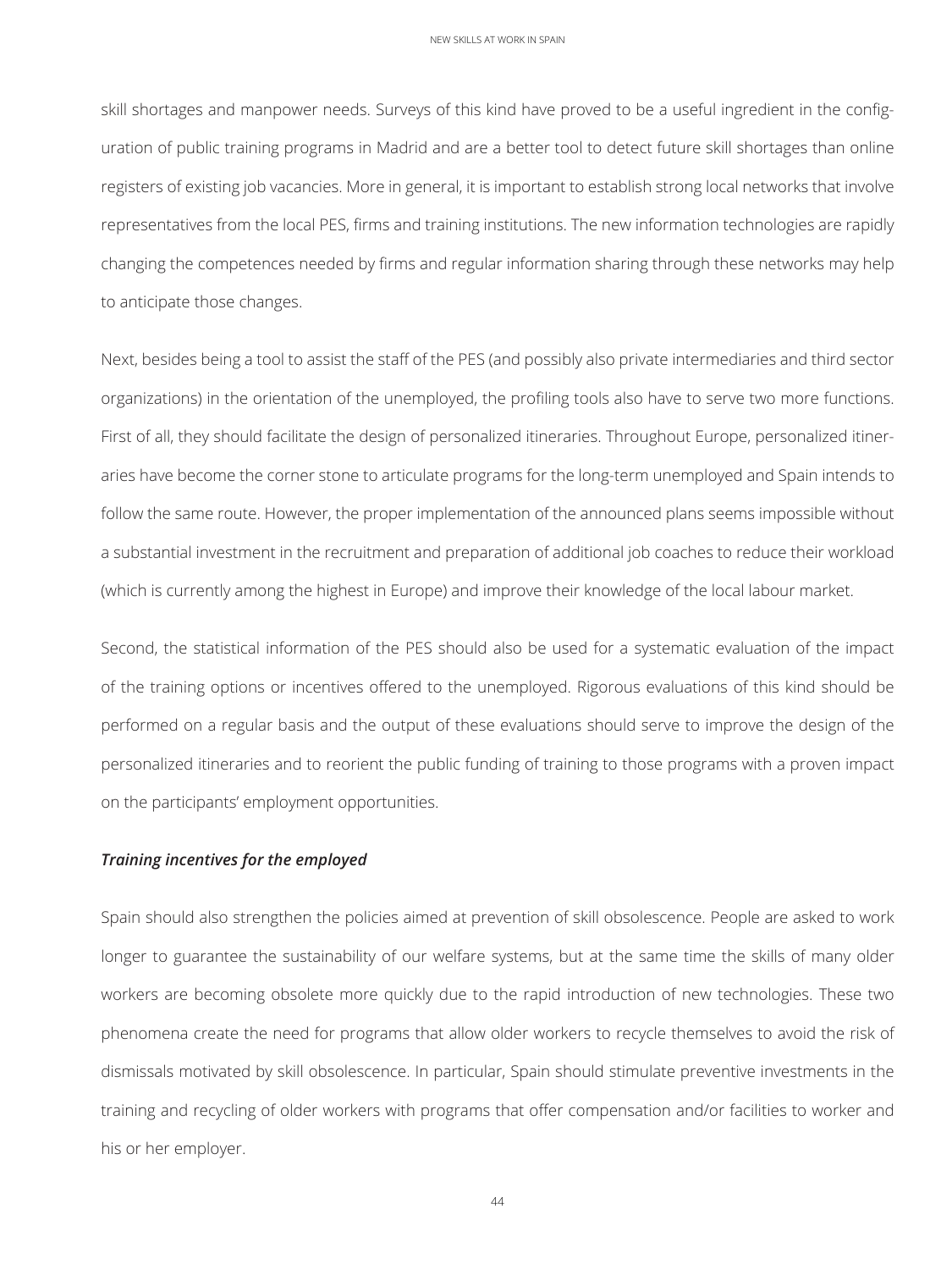skill shortages and manpower needs. Surveys of this kind have proved to be a useful ingredient in the configuration of public training programs in Madrid and are a better tool to detect future skill shortages than online registers of existing job vacancies. More in general, it is important to establish strong local networks that involve representatives from the local PES, firms and training institutions. The new information technologies are rapidly changing the competences needed by firms and regular information sharing through these networks may help to anticipate those changes.

Next, besides being a tool to assist the staff of the PES (and possibly also private intermediaries and third sector organizations) in the orientation of the unemployed, the profiling tools also have to serve two more functions. First of all, they should facilitate the design of personalized itineraries. Throughout Europe, personalized itineraries have become the corner stone to articulate programs for the long-term unemployed and Spain intends to follow the same route. However, the proper implementation of the announced plans seems impossible without a substantial investment in the recruitment and preparation of additional job coaches to reduce their workload (which is currently among the highest in Europe) and improve their knowledge of the local labour market.

Second, the statistical information of the PES should also be used for a systematic evaluation of the impact of the training options or incentives offered to the unemployed. Rigorous evaluations of this kind should be performed on a regular basis and the output of these evaluations should serve to improve the design of the personalized itineraries and to reorient the public funding of training to those programs with a proven impact on the participants' employment opportunities.

***Training incentives for the employed***

Spain should also strengthen the policies aimed at prevention of skill obsolescence. People are asked to work longer to guarantee the sustainability of our welfare systems, but at the same time the skills of many older workers are becoming obsolete more quickly due to the rapid introduction of new technologies. These two phenomena create the need for programs that allow older workers to recycle themselves to avoid the risk of dismissals motivated by skill obsolescence. In particular, Spain should stimulate preventive investments in the training and recycling of older workers with programs that offer compensation and/or facilities to worker and his or her employer.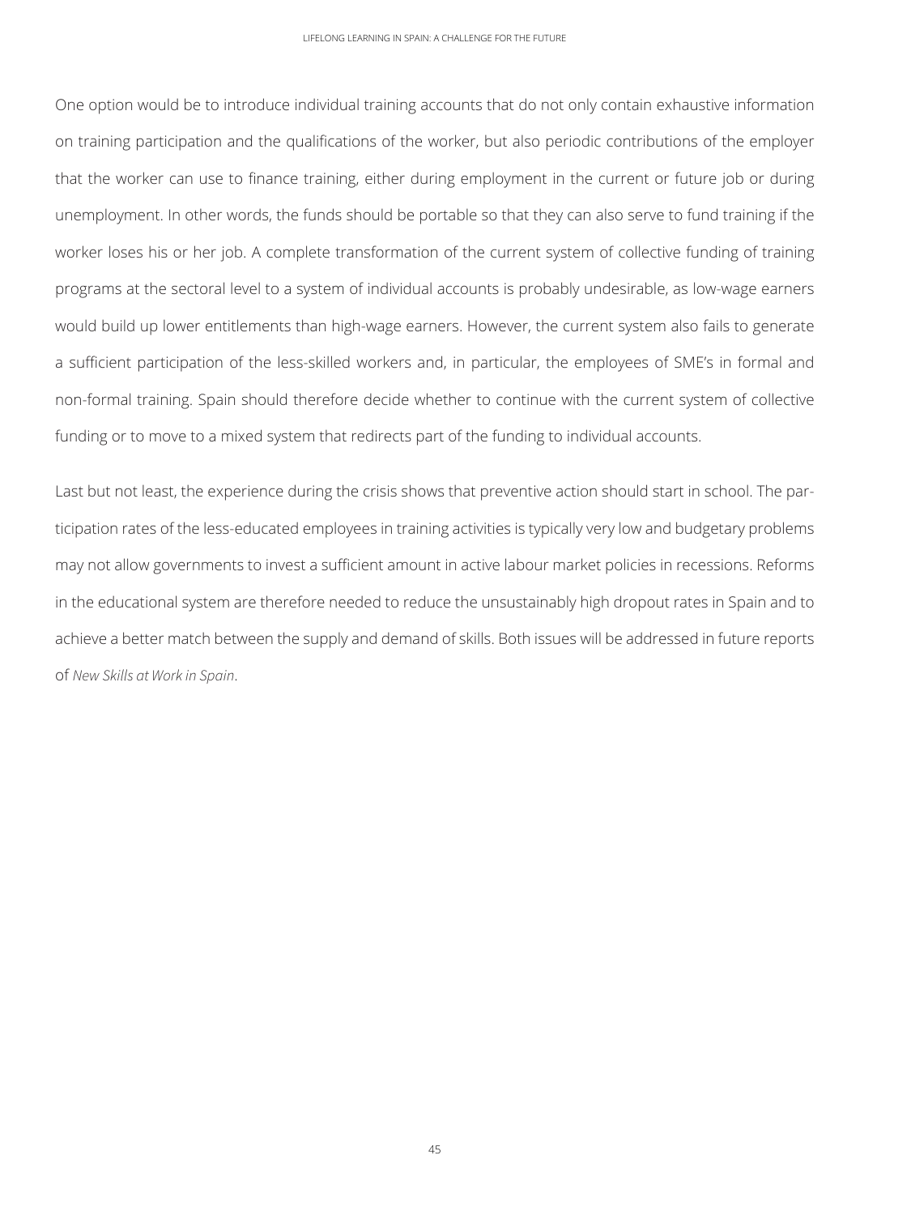One option would be to introduce individual training accounts that do not only contain exhaustive information on training participation and the qualifications of the worker, but also periodic contributions of the employer that the worker can use to finance training, either during employment in the current or future job or during unemployment. In other words, the funds should be portable so that they can also serve to fund training if the worker loses his or her job. A complete transformation of the current system of collective funding of training programs at the sectoral level to a system of individual accounts is probably undesirable, as low-wage earners would build up lower entitlements than high-wage earners. However, the current system also fails to generate a sufficient participation of the less-skilled workers and, in particular, the employees of SME's in formal and non-formal training. Spain should therefore decide whether to continue with the current system of collective funding or to move to a mixed system that redirects part of the funding to individual accounts.

Last but not least, the experience during the crisis shows that preventive action should start in school. The participation rates of the less-educated employees in training activities is typically very low and budgetary problems may not allow governments to invest a sufficient amount in active labour market policies in recessions. Reforms in the educational system are therefore needed to reduce the unsustainably high dropout rates in Spain and to achieve a better match between the supply and demand of skills. Both issues will be addressed in future reports of *New Skills at Work in Spain*.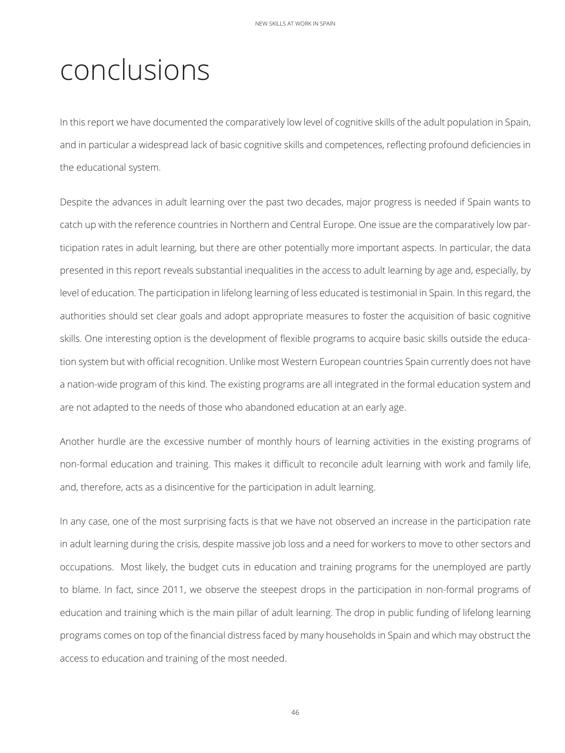# conclusions

In this report we have documented the comparatively low level of cognitive skills of the adult population in Spain, and in particular a widespread lack of basic cognitive skills and competences, reflecting profound deficiencies in the educational system.

Despite the advances in adult learning over the past two decades, major progress is needed if Spain wants to catch up with the reference countries in Northern and Central Europe. One issue are the comparatively low participation rates in adult learning, but there are other potentially more important aspects. In particular, the data presented in this report reveals substantial inequalities in the access to adult learning by age and, especially, by level of education. The participation in lifelong learning of less educated is testimonial in Spain. In this regard, the authorities should set clear goals and adopt appropriate measures to foster the acquisition of basic cognitive skills. One interesting option is the development of flexible programs to acquire basic skills outside the education system but with official recognition. Unlike most Western European countries Spain currently does not have a nation-wide program of this kind. The existing programs are all integrated in the formal education system and are not adapted to the needs of those who abandoned education at an early age.

Another hurdle are the excessive number of monthly hours of learning activities in the existing programs of non-formal education and training. This makes it difficult to reconcile adult learning with work and family life, and, therefore, acts as a disincentive for the participation in adult learning.

In any case, one of the most surprising facts is that we have not observed an increase in the participation rate in adult learning during the crisis, despite massive job loss and a need for workers to move to other sectors and occupations. Most likely, the budget cuts in education and training programs for the unemployed are partly to blame. In fact, since 2011, we observe the steepest drops in the participation in non-formal programs of education and training which is the main pillar of adult learning. The drop in public funding of lifelong learning programs comes on top of the financial distress faced by many households in Spain and which may obstruct the access to education and training of the most needed.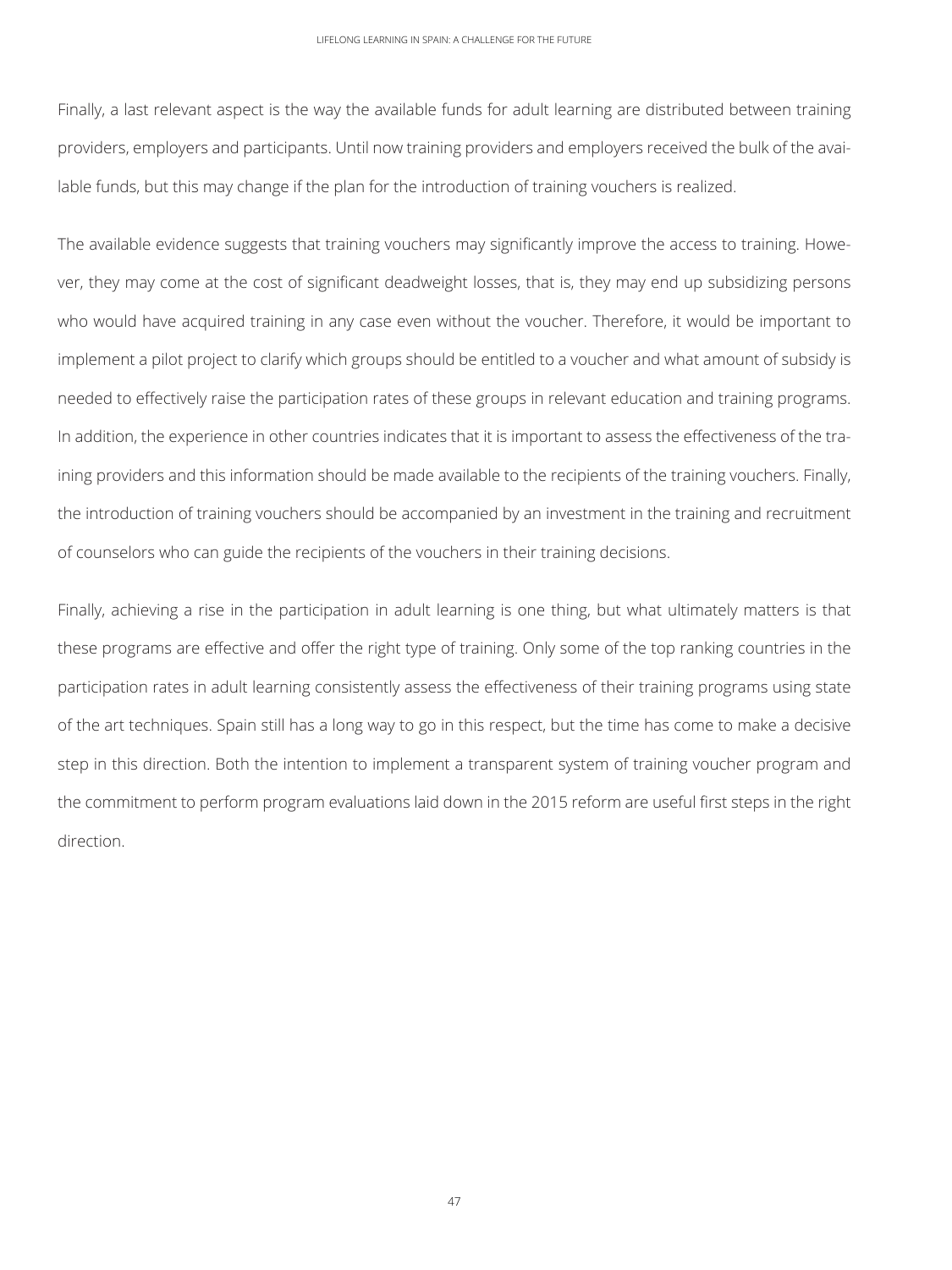Finally, a last relevant aspect is the way the available funds for adult learning are distributed between training providers, employers and participants. Until now training providers and employers received the bulk of the available funds, but this may change if the plan for the introduction of training vouchers is realized.

The available evidence suggests that training vouchers may significantly improve the access to training. However, they may come at the cost of significant deadweight losses, that is, they may end up subsidizing persons who would have acquired training in any case even without the voucher. Therefore, it would be important to implement a pilot project to clarify which groups should be entitled to a voucher and what amount of subsidy is needed to effectively raise the participation rates of these groups in relevant education and training programs. In addition, the experience in other countries indicates that it is important to assess the effectiveness of the training providers and this information should be made available to the recipients of the training vouchers. Finally, the introduction of training vouchers should be accompanied by an investment in the training and recruitment of counselors who can guide the recipients of the vouchers in their training decisions.

Finally, achieving a rise in the participation in adult learning is one thing, but what ultimately matters is that these programs are effective and offer the right type of training. Only some of the top ranking countries in the participation rates in adult learning consistently assess the effectiveness of their training programs using state of the art techniques. Spain still has a long way to go in this respect, but the time has come to make a decisive step in this direction. Both the intention to implement a transparent system of training voucher program and the commitment to perform program evaluations laid down in the 2015 reform are useful first steps in the right direction.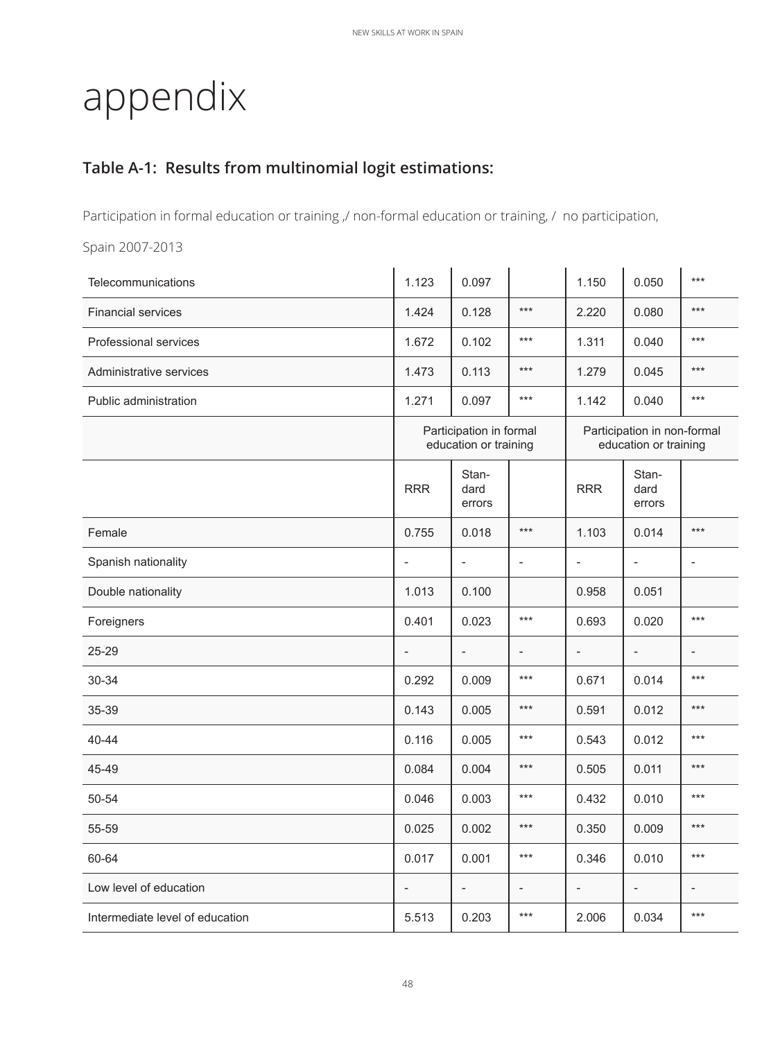# appendix

## Table A-1: Results from multinomial logit estimations:

Participation in formal education or training ,/ non-formal education or training, / no participation,

Spain 2007-2013

| | | | | | | |
|---|---|---|---|---|---|---|
| Telecommunications | 1.123 | 0.097 | | 1.150 | 0.050 | *** |
| Financial services | 1.424 | 0.128 | *** | 2.220 | 0.080 | *** |
| Professional services | 1.672 | 0.102 | *** | 1.311 | 0.040 | *** |
| Administrative services | 1.473 | 0.113 | *** | 1.279 | 0.045 | *** |
| Public administration | 1.271 | 0.097 | *** | 1.142 | 0.040 | *** |
| | Participation in formal education or training | | | Participation in non-formal education or training | | |
| | RRR | Standard errors | | RRR | Standard errors | |
| Female | 0.755 | 0.018 | *** | 1.103 | 0.014 | *** |
| Spanish nationality | - | - | - | - | - | - |
| Double nationality | 1.013 | 0.100 | | 0.958 | 0.051 | |
| Foreigners | 0.401 | 0.023 | *** | 0.693 | 0.020 | *** |
| 25-29 | - | - | - | - | - | - |
| 30-34 | 0.292 | 0.009 | *** | 0.671 | 0.014 | *** |
| 35-39 | 0.143 | 0.005 | *** | 0.591 | 0.012 | *** |
| 40-44 | 0.116 | 0.005 | *** | 0.543 | 0.012 | *** |
| 45-49 | 0.084 | 0.004 | *** | 0.505 | 0.011 | *** |
| 50-54 | 0.046 | 0.003 | *** | 0.432 | 0.010 | *** |
| 55-59 | 0.025 | 0.002 | *** | 0.350 | 0.009 | *** |
| 60-64 | 0.017 | 0.001 | *** | 0.346 | 0.010 | *** |
| Low level of education | - | - | - | - | - | - |
| Intermediate level of education | 5.513 | 0.203 | *** | 2.006 | 0.034 | *** |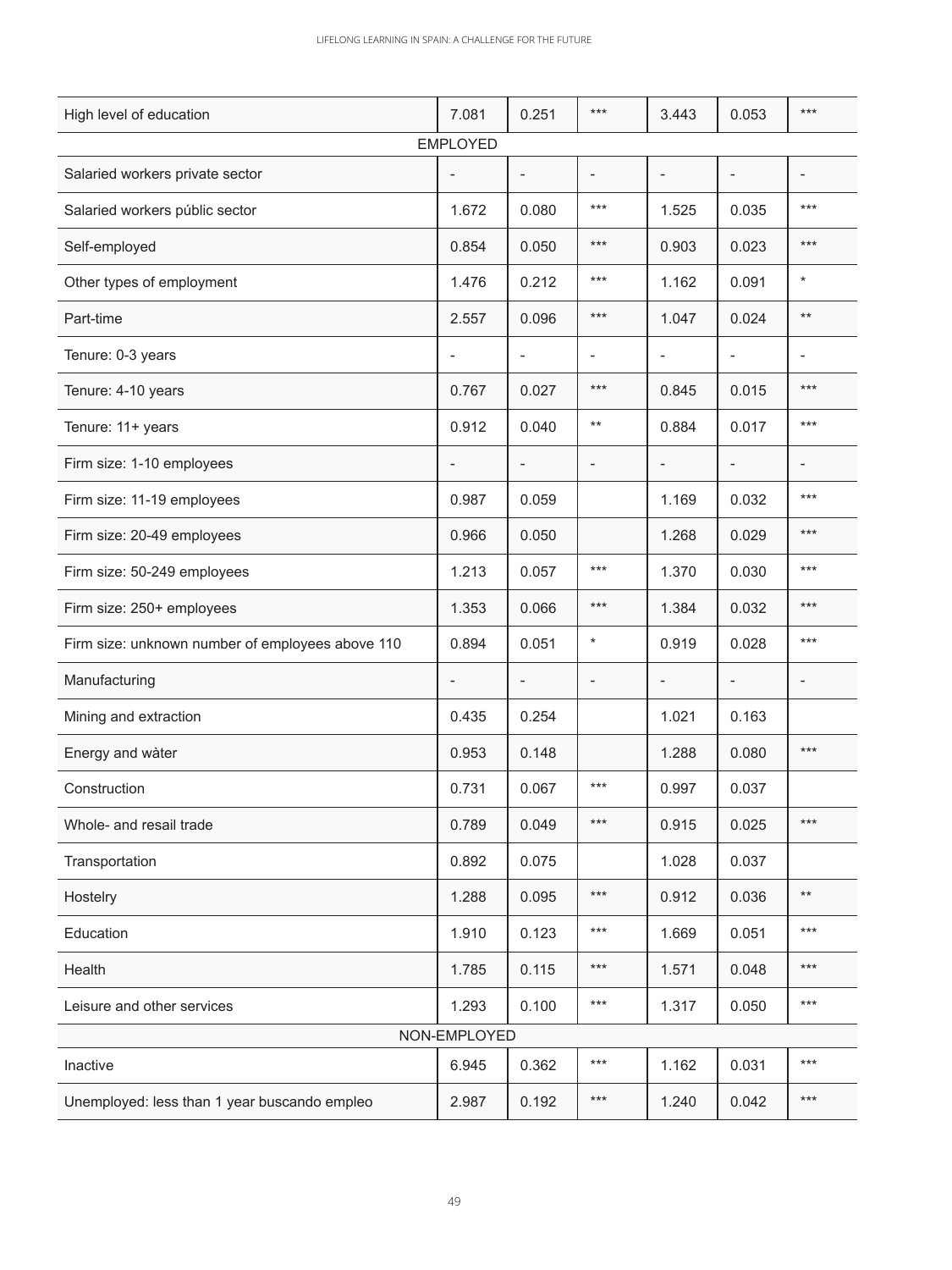| | | | | | | |
|---|---|---|---|---|---|---|
| High level of education | 7.081 | 0.251 | *** | 3.443 | 0.053 | *** |
| EMPLOYED | | | | | | |
| Salaried workers private sector | - | - | - | - | - | - |
| Salaried workers públic sector | 1.672 | 0.080 | *** | 1.525 | 0.035 | *** |
| Self-employed | 0.854 | 0.050 | *** | 0.903 | 0.023 | *** |
| Other types of employment | 1.476 | 0.212 | *** | 1.162 | 0.091 | * |
| Part-time | 2.557 | 0.096 | *** | 1.047 | 0.024 | ** |
| Tenure: 0-3 years | - | - | - | - | - | - |
| Tenure: 4-10 years | 0.767 | 0.027 | *** | 0.845 | 0.015 | *** |
| Tenure: 11+ years | 0.912 | 0.040 | ** | 0.884 | 0.017 | *** |
| Firm size: 1-10 employees | - | - | - | - | - | - |
| Firm size: 11-19 employees | 0.987 | 0.059 | | 1.169 | 0.032 | *** |
| Firm size: 20-49 employees | 0.966 | 0.050 | | 1.268 | 0.029 | *** |
| Firm size: 50-249 employees | 1.213 | 0.057 | *** | 1.370 | 0.030 | *** |
| Firm size: 250+ employees | 1.353 | 0.066 | *** | 1.384 | 0.032 | *** |
| Firm size: unknown number of employees above 110 | 0.894 | 0.051 | * | 0.919 | 0.028 | *** |
| Manufacturing | - | - | - | - | - | - |
| Mining and extraction | 0.435 | 0.254 | | 1.021 | 0.163 | |
| Energy and wàter | 0.953 | 0.148 | | 1.288 | 0.080 | *** |
| Construction | 0.731 | 0.067 | *** | 0.997 | 0.037 | |
| Whole- and resail trade | 0.789 | 0.049 | *** | 0.915 | 0.025 | *** |
| Transportation | 0.892 | 0.075 | | 1.028 | 0.037 | |
| Hostelry | 1.288 | 0.095 | *** | 0.912 | 0.036 | ** |
| Education | 1.910 | 0.123 | *** | 1.669 | 0.051 | *** |
| Health | 1.785 | 0.115 | *** | 1.571 | 0.048 | *** |
| Leisure and other services | 1.293 | 0.100 | *** | 1.317 | 0.050 | *** |
| NON-EMPLOYED | | | | | | |
| Inactive | 6.945 | 0.362 | *** | 1.162 | 0.031 | *** |
| Unemployed: less than 1 year buscando empleo | 2.987 | 0.192 | *** | 1.240 | 0.042 | *** |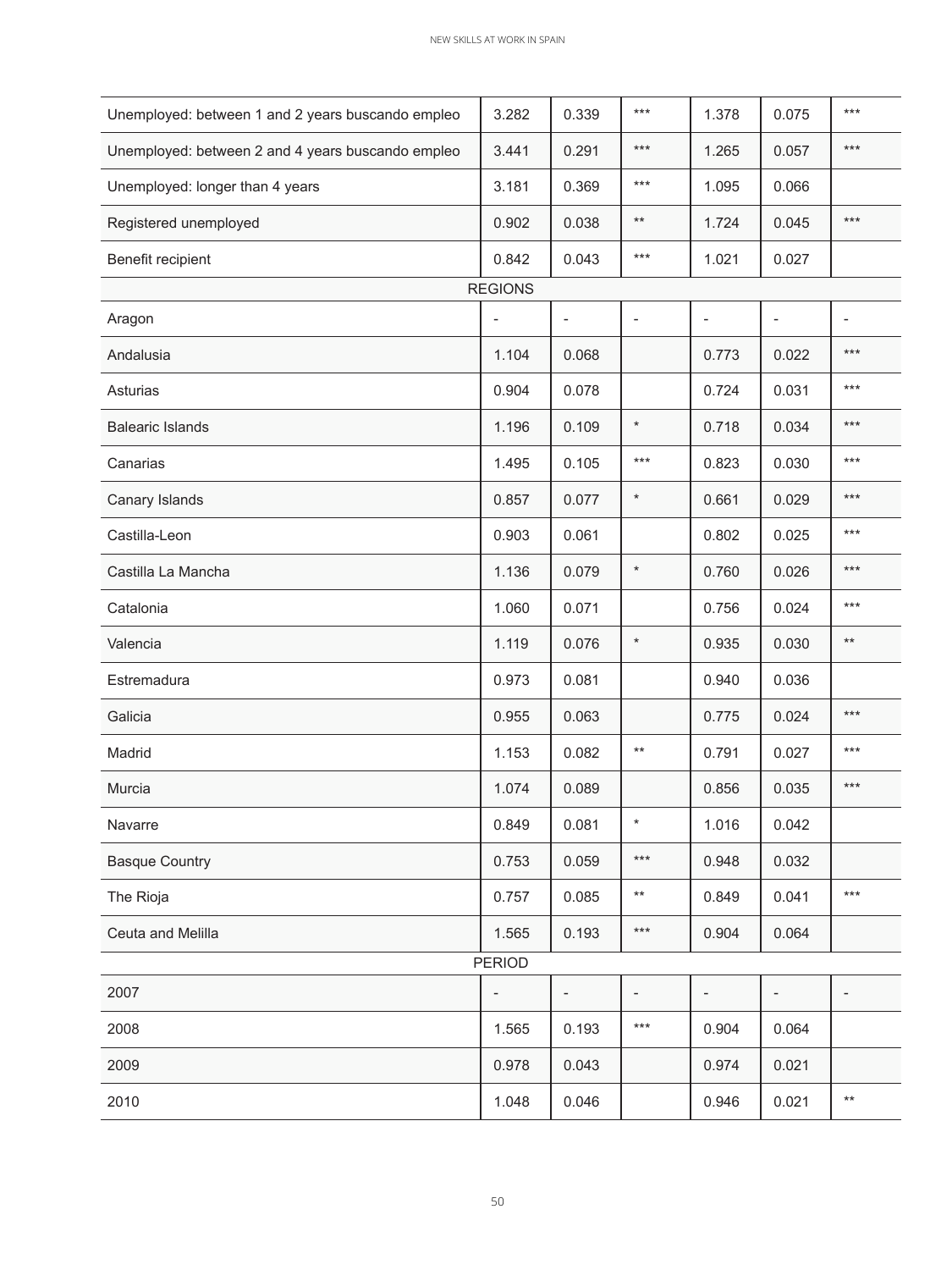| | | | | | | |
|---|---|---|---|---|---|---|
| Unemployed: between 1 and 2 years buscando empleo | 3.282 | 0.339 | *** | 1.378 | 0.075 | *** |
| Unemployed: between 2 and 4 years buscando empleo | 3.441 | 0.291 | *** | 1.265 | 0.057 | *** |
| Unemployed: longer than 4 years | 3.181 | 0.369 | *** | 1.095 | 0.066 | |
| Registered unemployed | 0.902 | 0.038 | ** | 1.724 | 0.045 | *** |
| Benefit recipient | 0.842 | 0.043 | *** | 1.021 | 0.027 | |
| REGIONS | | | | | | |
| Aragon | - | - | - | - | - | - |
| Andalusia | 1.104 | 0.068 | | 0.773 | 0.022 | *** |
| Asturias | 0.904 | 0.078 | | 0.724 | 0.031 | *** |
| Balearic Islands | 1.196 | 0.109 | * | 0.718 | 0.034 | *** |
| Canarias | 1.495 | 0.105 | *** | 0.823 | 0.030 | *** |
| Canary Islands | 0.857 | 0.077 | * | 0.661 | 0.029 | *** |
| Castilla-Leon | 0.903 | 0.061 | | 0.802 | 0.025 | *** |
| Castilla La Mancha | 1.136 | 0.079 | * | 0.760 | 0.026 | *** |
| Catalonia | 1.060 | 0.071 | | 0.756 | 0.024 | *** |
| Valencia | 1.119 | 0.076 | * | 0.935 | 0.030 | ** |
| Estremadura | 0.973 | 0.081 | | 0.940 | 0.036 | |
| Galicia | 0.955 | 0.063 | | 0.775 | 0.024 | *** |
| Madrid | 1.153 | 0.082 | ** | 0.791 | 0.027 | *** |
| Murcia | 1.074 | 0.089 | | 0.856 | 0.035 | *** |
| Navarre | 0.849 | 0.081 | * | 1.016 | 0.042 | |
| Basque Country | 0.753 | 0.059 | *** | 0.948 | 0.032 | |
| The Rioja | 0.757 | 0.085 | ** | 0.849 | 0.041 | *** |
| Ceuta and Melilla | 1.565 | 0.193 | *** | 0.904 | 0.064 | |
| PERIOD | | | | | | |
| 2007 | - | - | - | - | - | - |
| 2008 | 1.565 | 0.193 | *** | 0.904 | 0.064 | |
| 2009 | 0.978 | 0.043 | | 0.974 | 0.021 | |
| 2010 | 1.048 | 0.046 | | 0.946 | 0.021 | ** |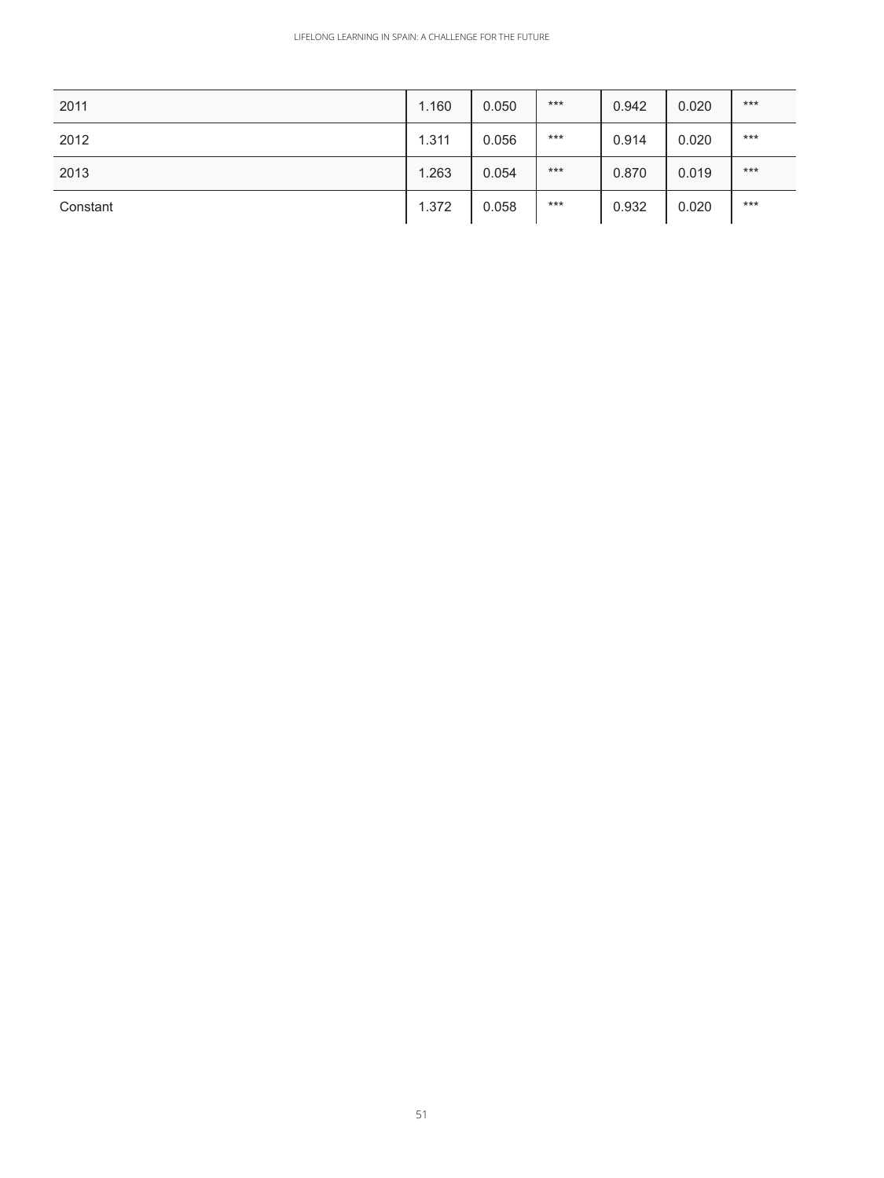| | | | | | | |
|---|---|---|---|---|---|---|
| 2011 | 1.160 | 0.050 | *** | 0.942 | 0.020 | *** |
| 2012 | 1.311 | 0.056 | *** | 0.914 | 0.020 | *** |
| 2013 | 1.263 | 0.054 | *** | 0.870 | 0.019 | *** |
| Constant | 1.372 | 0.058 | *** | 0.932 | 0.020 | *** |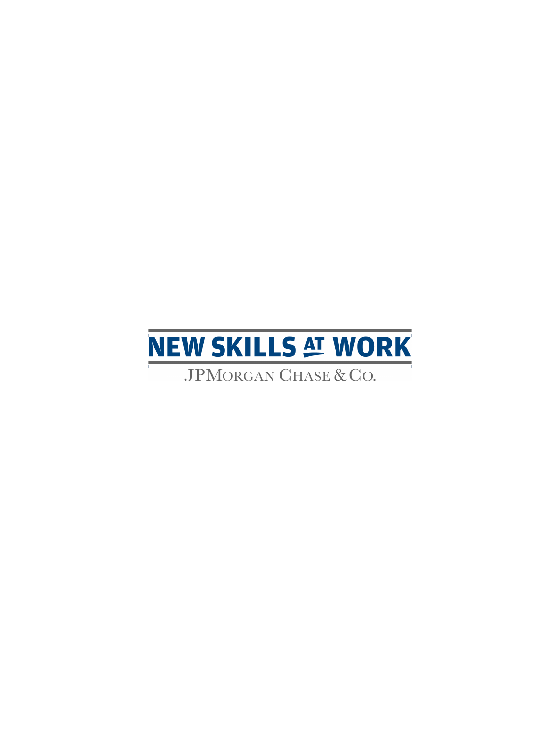NEW SKILLS AT WORK

JPMORGAN CHASE & CO.